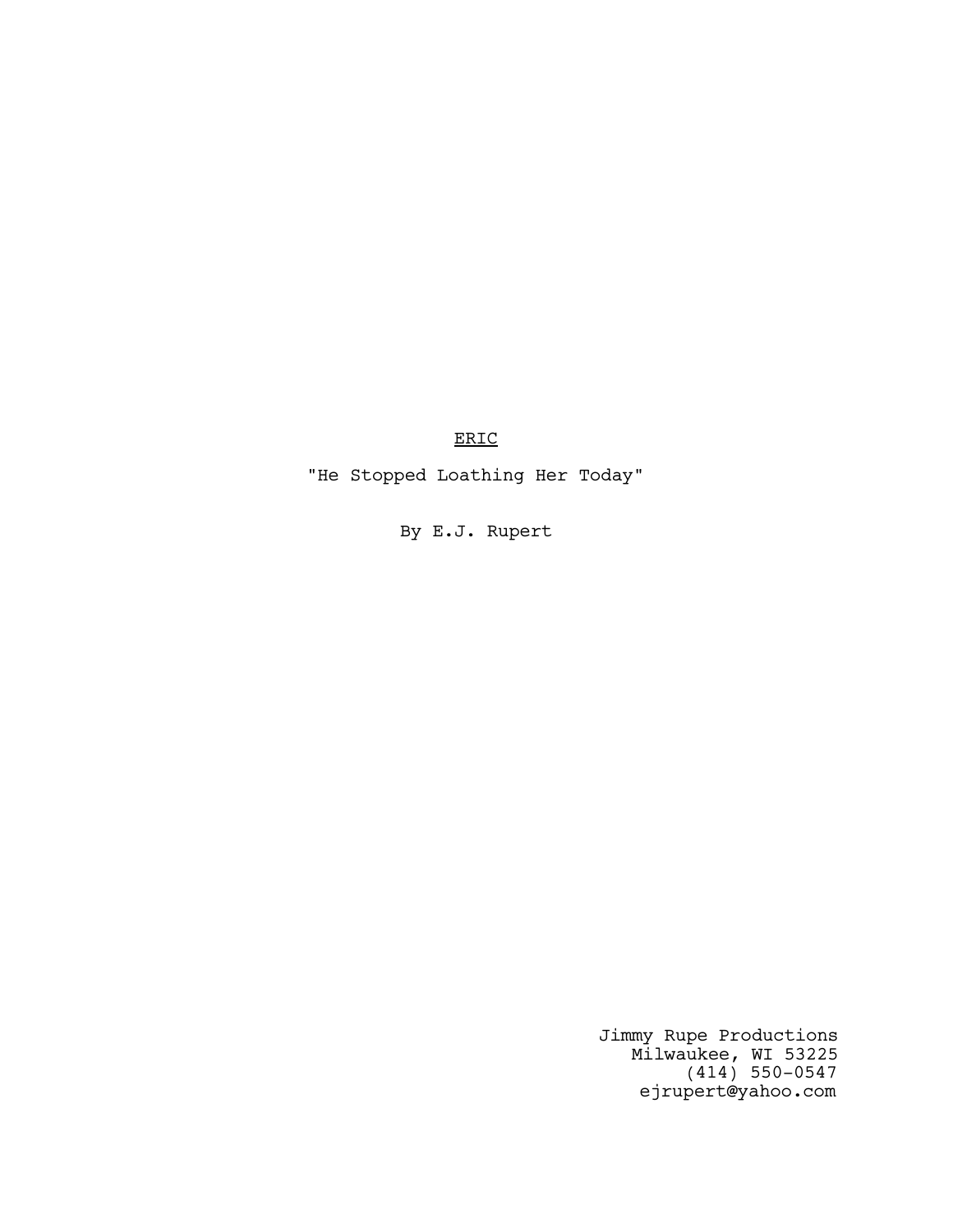# <u>ERIC</u>

"He Stopped Loathing Her Today"

By E.J. Rupert

Jimmy Rupe Productions
Milwaukee, WI 53225
(414) 550-0547
ejrupert@yahoo.com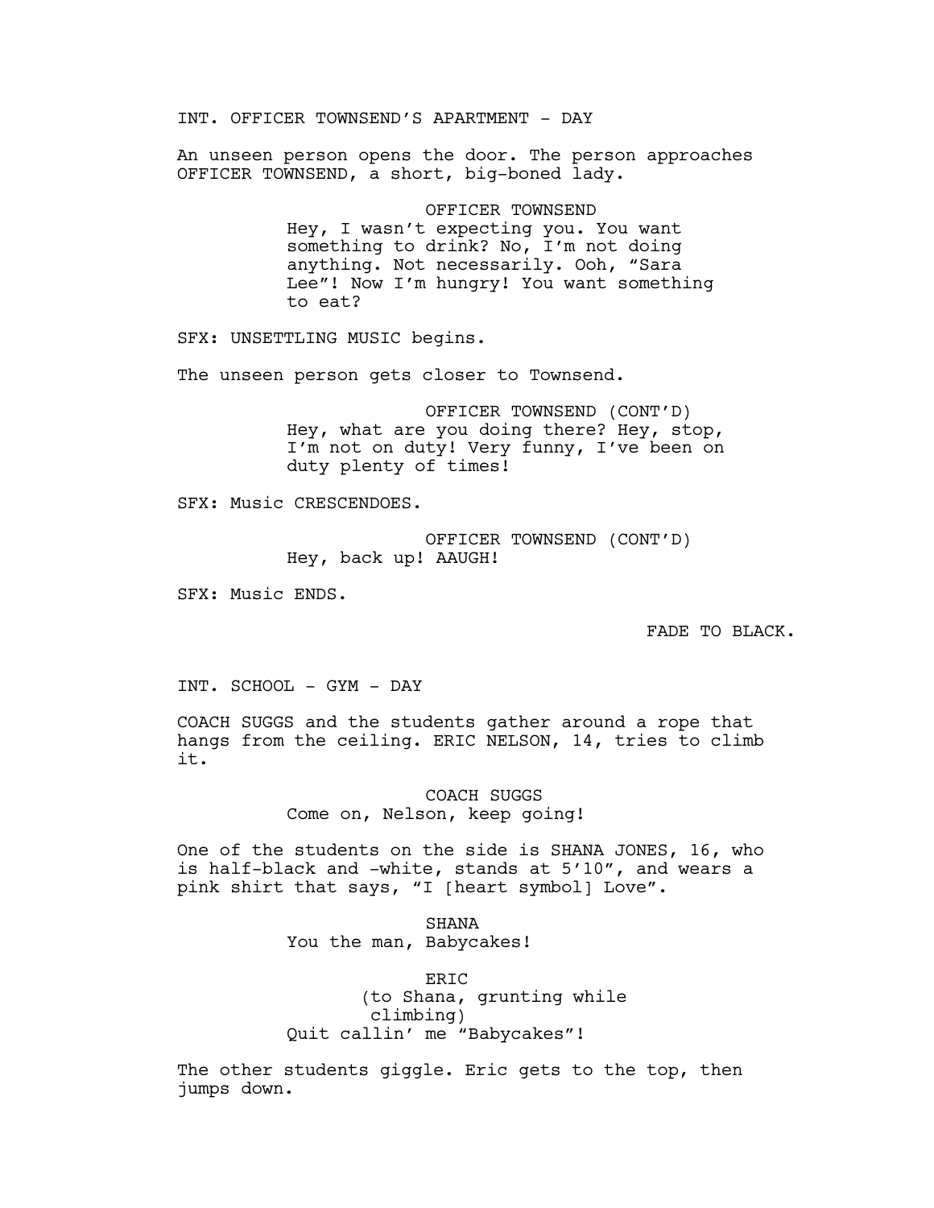INT. OFFICER TOWNSEND'S APARTMENT - DAY

An unseen person opens the door. The person approaches OFFICER TOWNSEND, a short, big-boned lady.

OFFICER TOWNSEND
Hey, I wasn't expecting you. You want something to drink? No, I'm not doing anything. Not necessarily. Ooh, "Sara Lee"! Now I'm hungry! You want something to eat?

SFX: UNSETTLING MUSIC begins.

The unseen person gets closer to Townsend.

OFFICER TOWNSEND (CONT'D)
Hey, what are you doing there? Hey, stop, I'm not on duty! Very funny, I've been on duty plenty of times!

SFX: Music CRESCENDOES.

OFFICER TOWNSEND (CONT'D)
Hey, back up! AAUGH!

SFX: Music ENDS.

FADE TO BLACK.

INT. SCHOOL - GYM - DAY

COACH SUGGS and the students gather around a rope that hangs from the ceiling. ERIC NELSON, 14, tries to climb it.

COACH SUGGS
Come on, Nelson, keep going!

One of the students on the side is SHANA JONES, 16, who is half-black and -white, stands at 5'10", and wears a pink shirt that says, "I [heart symbol] Love".

SHANA
You the man, Babycakes!

ERIC
(to Shana, grunting while climbing)
Quit callin' me "Babycakes"!

The other students giggle. Eric gets to the top, then jumps down.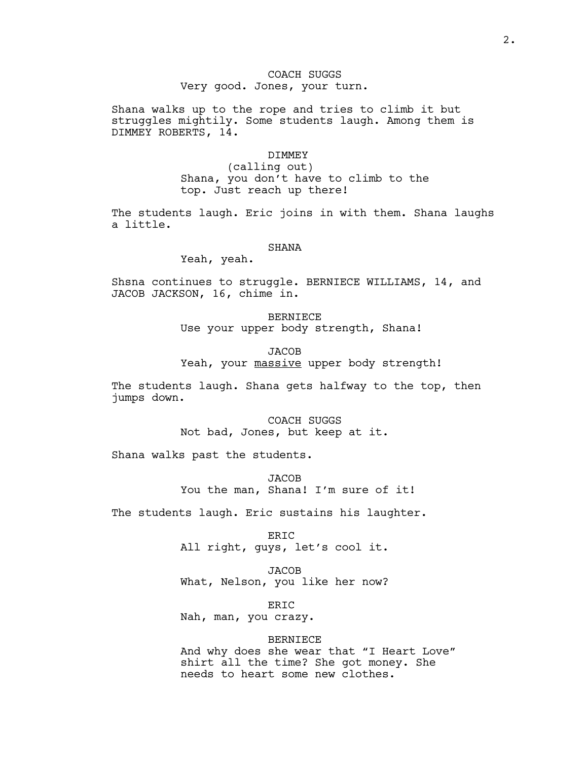COACH SUGGS
Very good. Jones, your turn.

Shana walks up to the rope and tries to climb it but struggles mightily. Some students laugh. Among them is DIMMEY ROBERTS, 14.

DIMMEY
(calling out)
Shana, you don't have to climb to the top. Just reach up there!

The students laugh. Eric joins in with them. Shana laughs a little.

SHANA
Yeah, yeah.

Shsna continues to struggle. BERNIECE WILLIAMS, 14, and JACOB JACKSON, 16, chime in.

BERNIECE
Use your upper body strength, Shana!

JACOB
Yeah, your <u>massive</u> upper body strength!

The students laugh. Shana gets halfway to the top, then jumps down.

COACH SUGGS
Not bad, Jones, but keep at it.

Shana walks past the students.

JACOB
You the man, Shana! I'm sure of it!

The students laugh. Eric sustains his laughter.

ERIC
All right, guys, let's cool it.

JACOB
What, Nelson, you like her now?

ERIC
Nah, man, you crazy.

BERNIECE
And why does she wear that "I Heart Love" shirt all the time? She got money. She needs to heart some new clothes.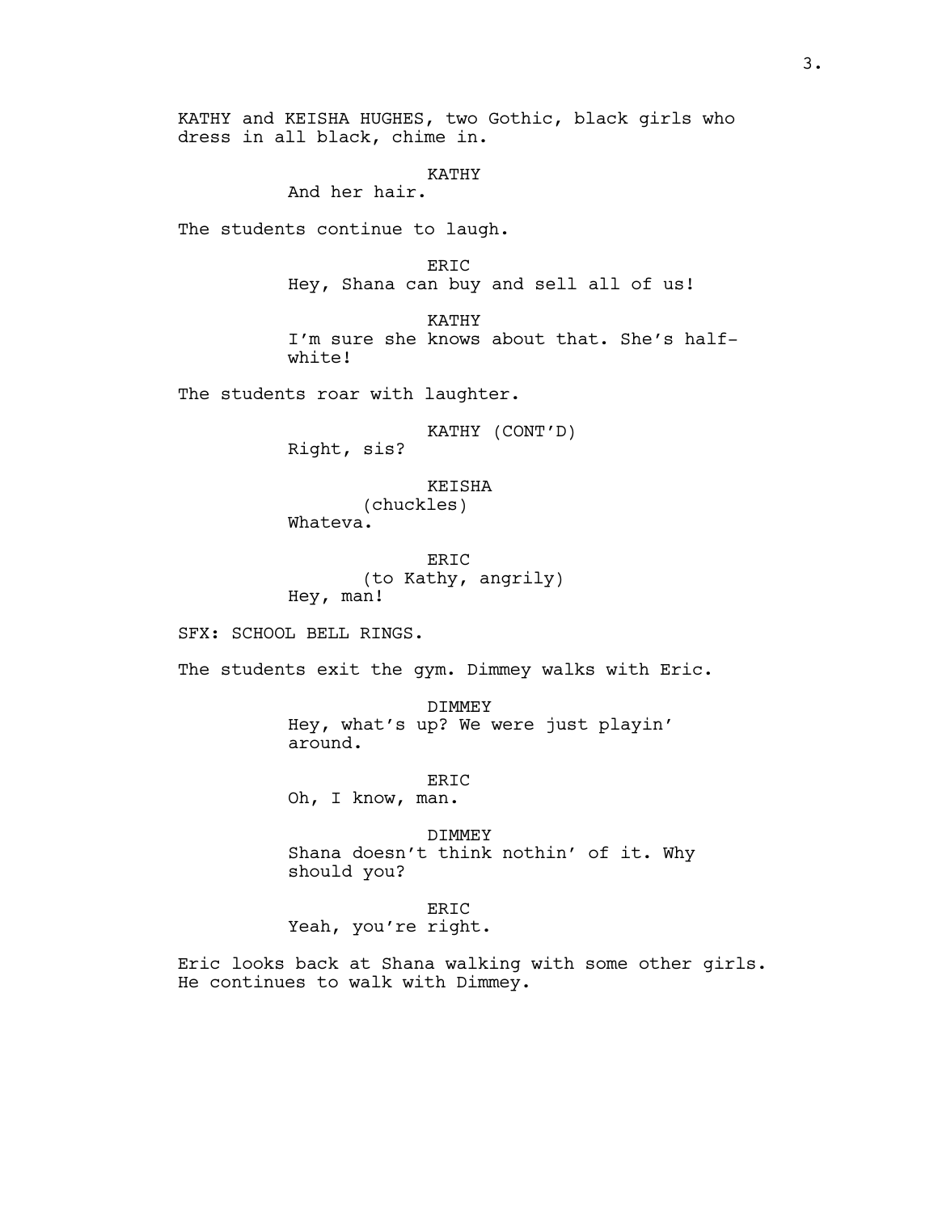KATHY and KEISHA HUGHES, two Gothic, black girls who dress in all black, chime in.

KATHY
And her hair.

The students continue to laugh.

ERIC
Hey, Shana can buy and sell all of us!

KATHY
I'm sure she knows about that. She's half-white!

The students roar with laughter.

KATHY (CONT'D)
Right, sis?

KEISHA
(chuckles)
Whateva.

ERIC
(to Kathy, angrily)
Hey, man!

SFX: SCHOOL BELL RINGS.

The students exit the gym. Dimmey walks with Eric.

DIMMEY
Hey, what's up? We were just playin' around.

ERIC
Oh, I know, man.

DIMMEY
Shana doesn't think nothin' of it. Why should you?

ERIC
Yeah, you're right.

Eric looks back at Shana walking with some other girls. He continues to walk with Dimmey.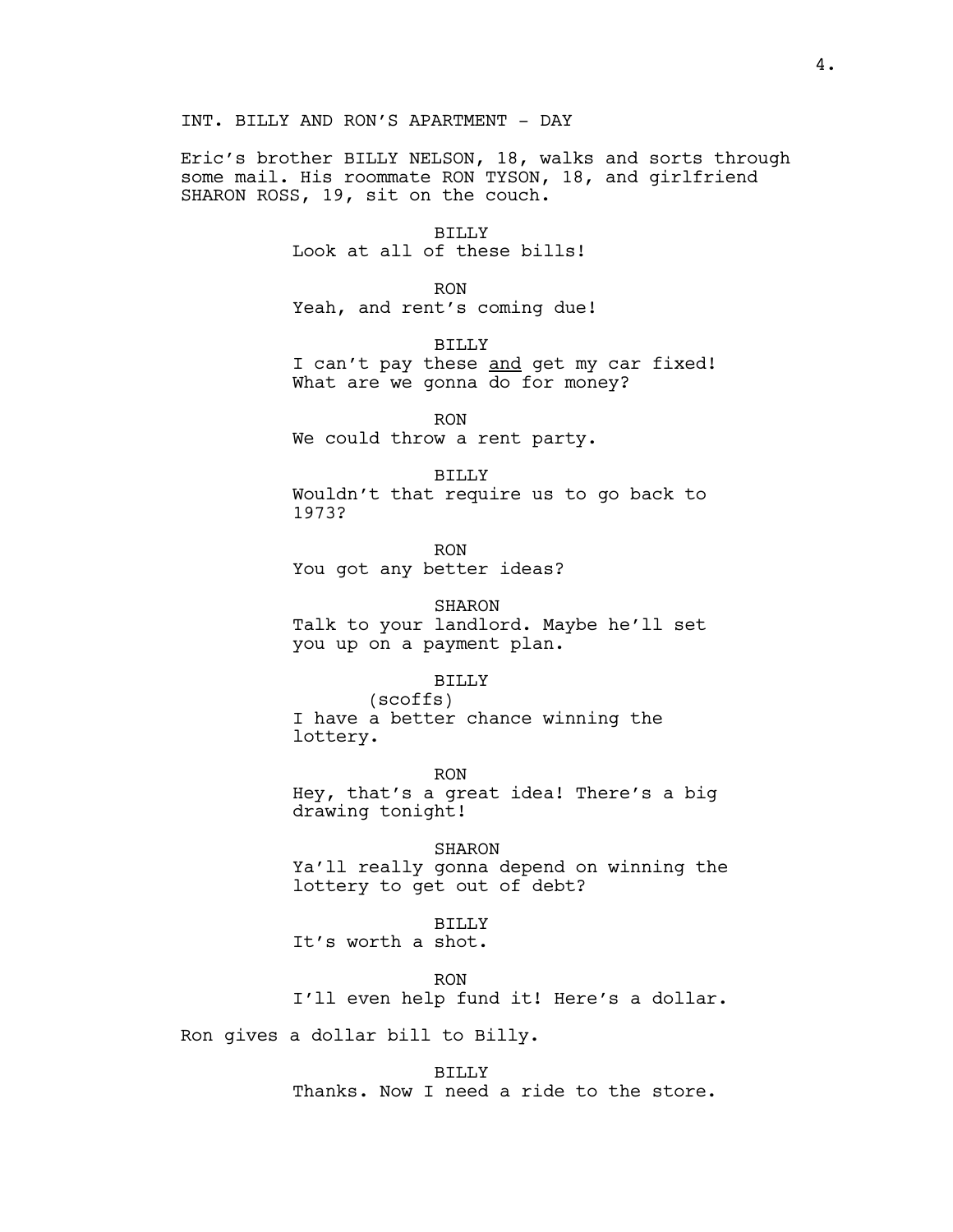INT. BILLY AND RON'S APARTMENT - DAY

Eric's brother BILLY NELSON, 18, walks and sorts through some mail. His roommate RON TYSON, 18, and girlfriend SHARON ROSS, 19, sit on the couch.

BILLY
Look at all of these bills!

RON
Yeah, and rent's coming due!

BILLY
I can't pay these <u>and</u> get my car fixed! What are we gonna do for money?

RON
We could throw a rent party.

BILLY
Wouldn't that require us to go back to 1973?

RON
You got any better ideas?

SHARON
Talk to your landlord. Maybe he'll set you up on a payment plan.

BILLY
(scoffs)
I have a better chance winning the lottery.

RON
Hey, that's a great idea! There's a big drawing tonight!

SHARON
Ya'll really gonna depend on winning the lottery to get out of debt?

BILLY
It's worth a shot.

RON
I'll even help fund it! Here's a dollar.

Ron gives a dollar bill to Billy.

BILLY
Thanks. Now I need a ride to the store.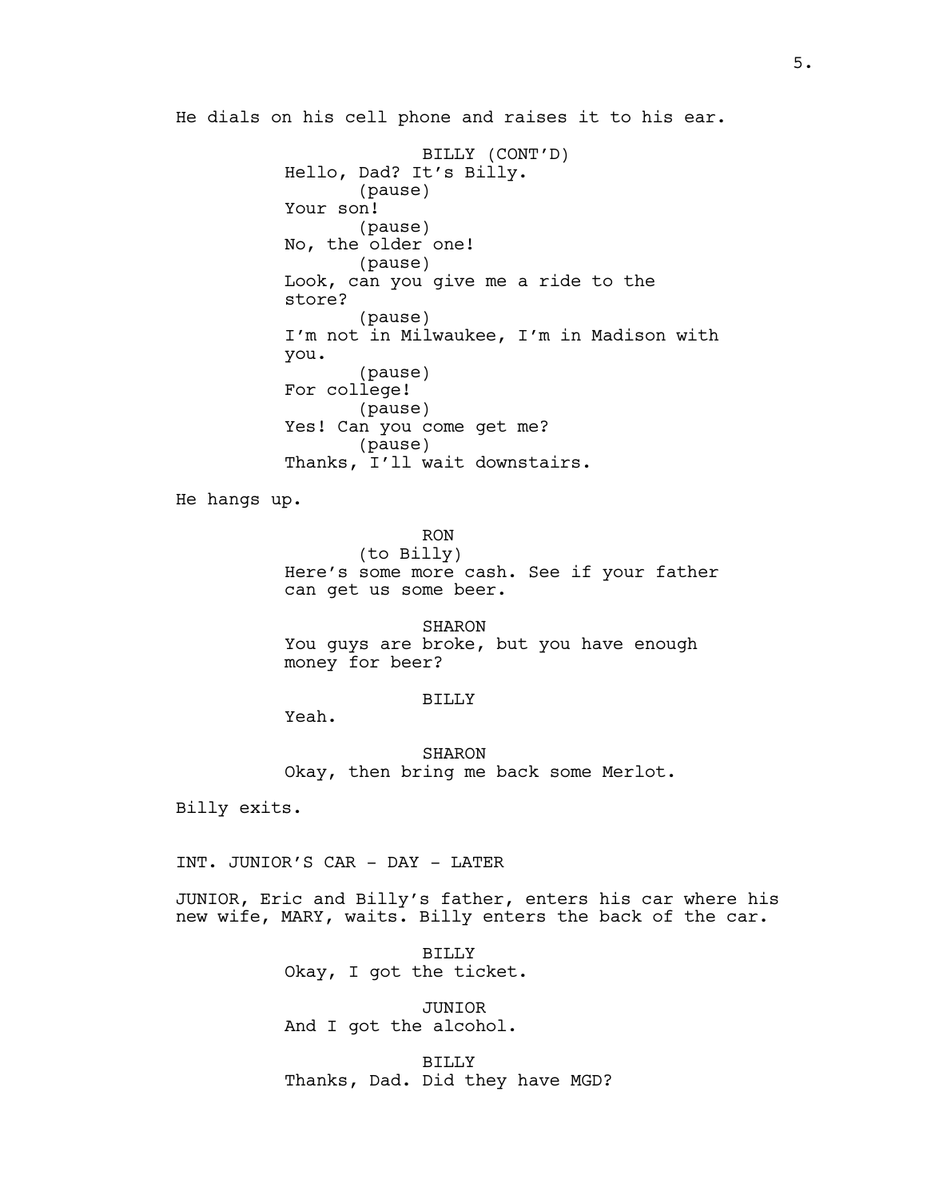He dials on his cell phone and raises it to his ear.

BILLY (CONT'D)
Hello, Dad? It's Billy.
(pause)
Your son!
(pause)
No, the older one!
(pause)
Look, can you give me a ride to the store?
(pause)
I'm not in Milwaukee, I'm in Madison with you.
(pause)
For college!
(pause)
Yes! Can you come get me?
(pause)
Thanks, I'll wait downstairs.

He hangs up.

RON
(to Billy)
Here's some more cash. See if your father can get us some beer.

SHARON
You guys are broke, but you have enough money for beer?

BILLY
Yeah.

SHARON
Okay, then bring me back some Merlot.

Billy exits.

INT. JUNIOR'S CAR - DAY - LATER

JUNIOR, Eric and Billy's father, enters his car where his new wife, MARY, waits. Billy enters the back of the car.

BILLY
Okay, I got the ticket.

JUNIOR
And I got the alcohol.

BILLY
Thanks, Dad. Did they have MGD?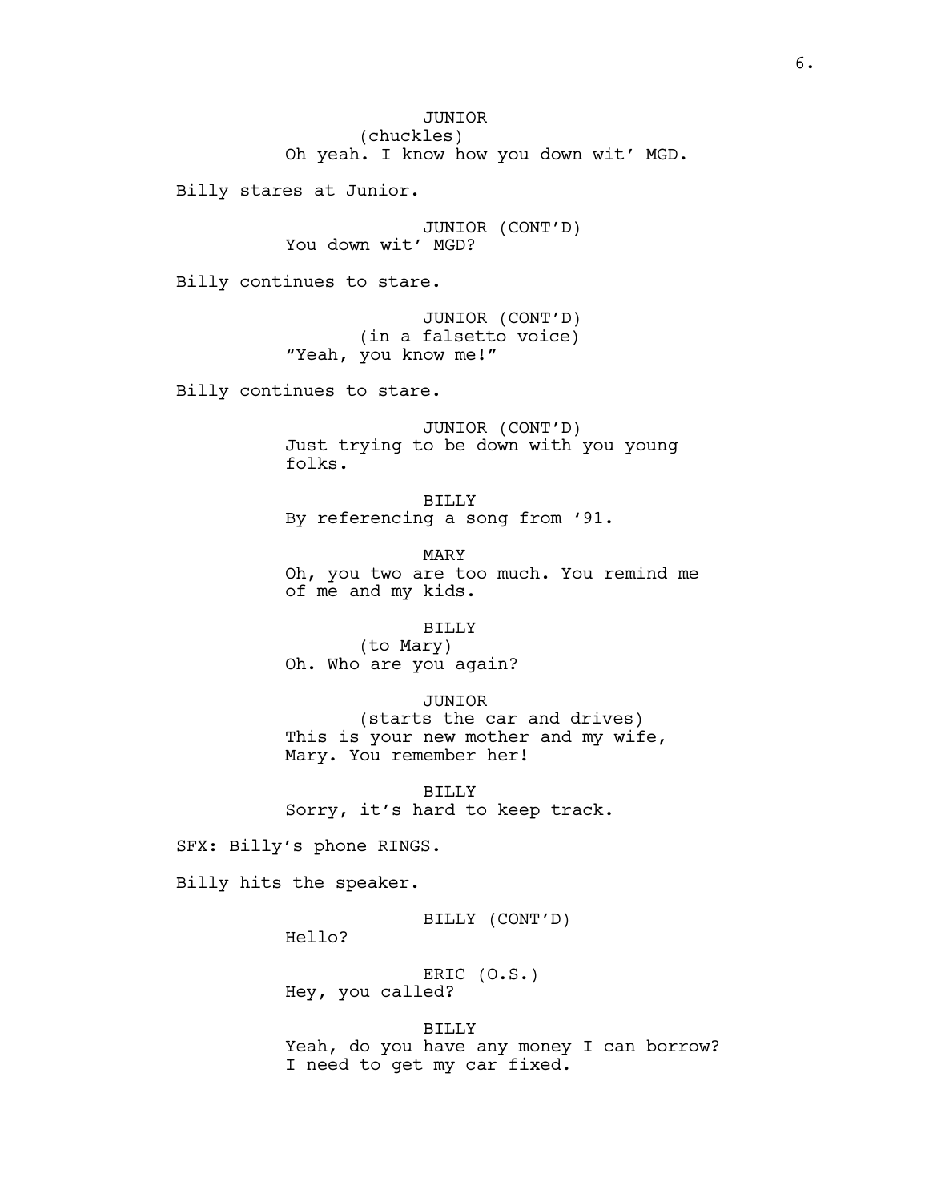JUNIOR
(chuckles)
Oh yeah. I know how you down wit' MGD.

Billy stares at Junior.

JUNIOR (CONT'D)
You down wit' MGD?

Billy continues to stare.

JUNIOR (CONT'D)
(in a falsetto voice)
"Yeah, you know me!"

Billy continues to stare.

JUNIOR (CONT'D)
Just trying to be down with you young folks.

BILLY
By referencing a song from '91.

MARY
Oh, you two are too much. You remind me of me and my kids.

BILLY
(to Mary)
Oh. Who are you again?

JUNIOR
(starts the car and drives)
This is your new mother and my wife, Mary. You remember her!

BILLY
Sorry, it's hard to keep track.

SFX: Billy's phone RINGS.

Billy hits the speaker.

BILLY (CONT'D)
Hello?

ERIC (O.S.)
Hey, you called?

BILLY
Yeah, do you have any money I can borrow? I need to get my car fixed.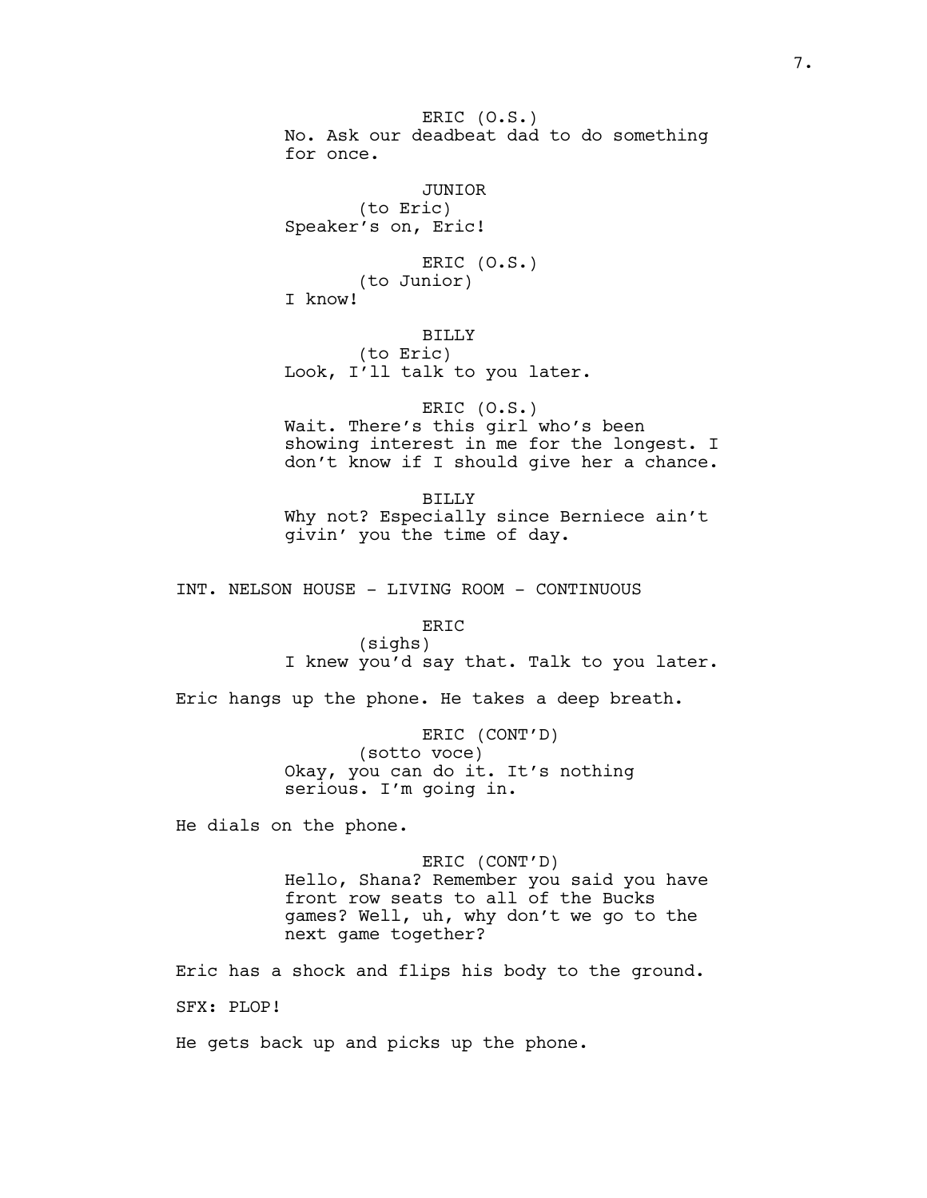ERIC (O.S.)
No. Ask our deadbeat dad to do something for once.

JUNIOR
(to Eric)
Speaker's on, Eric!

ERIC (O.S.)
(to Junior)
I know!

BILLY
(to Eric)
Look, I'll talk to you later.

ERIC (O.S.)
Wait. There's this girl who's been showing interest in me for the longest. I don't know if I should give her a chance.

BILLY
Why not? Especially since Berniece ain't givin' you the time of day.

INT. NELSON HOUSE - LIVING ROOM - CONTINUOUS

ERIC
(sighs)
I knew you'd say that. Talk to you later.

Eric hangs up the phone. He takes a deep breath.

ERIC (CONT'D)
(sotto voce)
Okay, you can do it. It's nothing serious. I'm going in.

He dials on the phone.

ERIC (CONT'D)
Hello, Shana? Remember you said you have front row seats to all of the Bucks games? Well, uh, why don't we go to the next game together?

Eric has a shock and flips his body to the ground.

SFX: PLOP!

He gets back up and picks up the phone.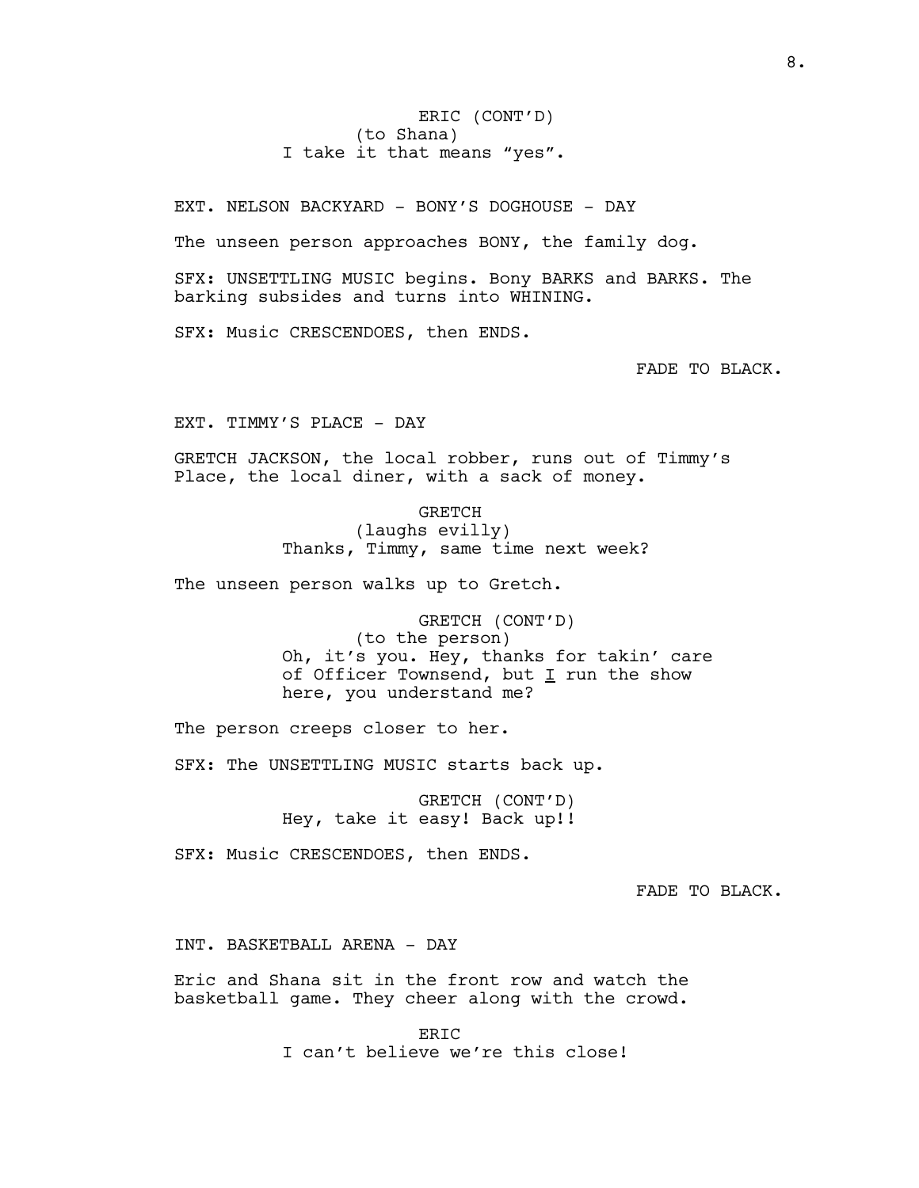ERIC (CONT'D)
(to Shana)
I take it that means "yes".

EXT. NELSON BACKYARD - BONY'S DOGHOUSE - DAY

The unseen person approaches BONY, the family dog.

SFX: UNSETTLING MUSIC begins. Bony BARKS and BARKS. The barking subsides and turns into WHINING.

SFX: Music CRESCENDOES, then ENDS.

FADE TO BLACK.

EXT. TIMMY'S PLACE - DAY

GRETCH JACKSON, the local robber, runs out of Timmy's Place, the local diner, with a sack of money.

GRETCH
(laughs evilly)
Thanks, Timmy, same time next week?

The unseen person walks up to Gretch.

GRETCH (CONT'D)
(to the person)
Oh, it's you. Hey, thanks for takin' care of Officer Townsend, but <u>I</u> run the show here, you understand me?

The person creeps closer to her.

SFX: The UNSETTLING MUSIC starts back up.

GRETCH (CONT'D)
Hey, take it easy! Back up!!

SFX: Music CRESCENDOES, then ENDS.

FADE TO BLACK.

INT. BASKETBALL ARENA - DAY

Eric and Shana sit in the front row and watch the basketball game. They cheer along with the crowd.

ERIC
I can't believe we're this close!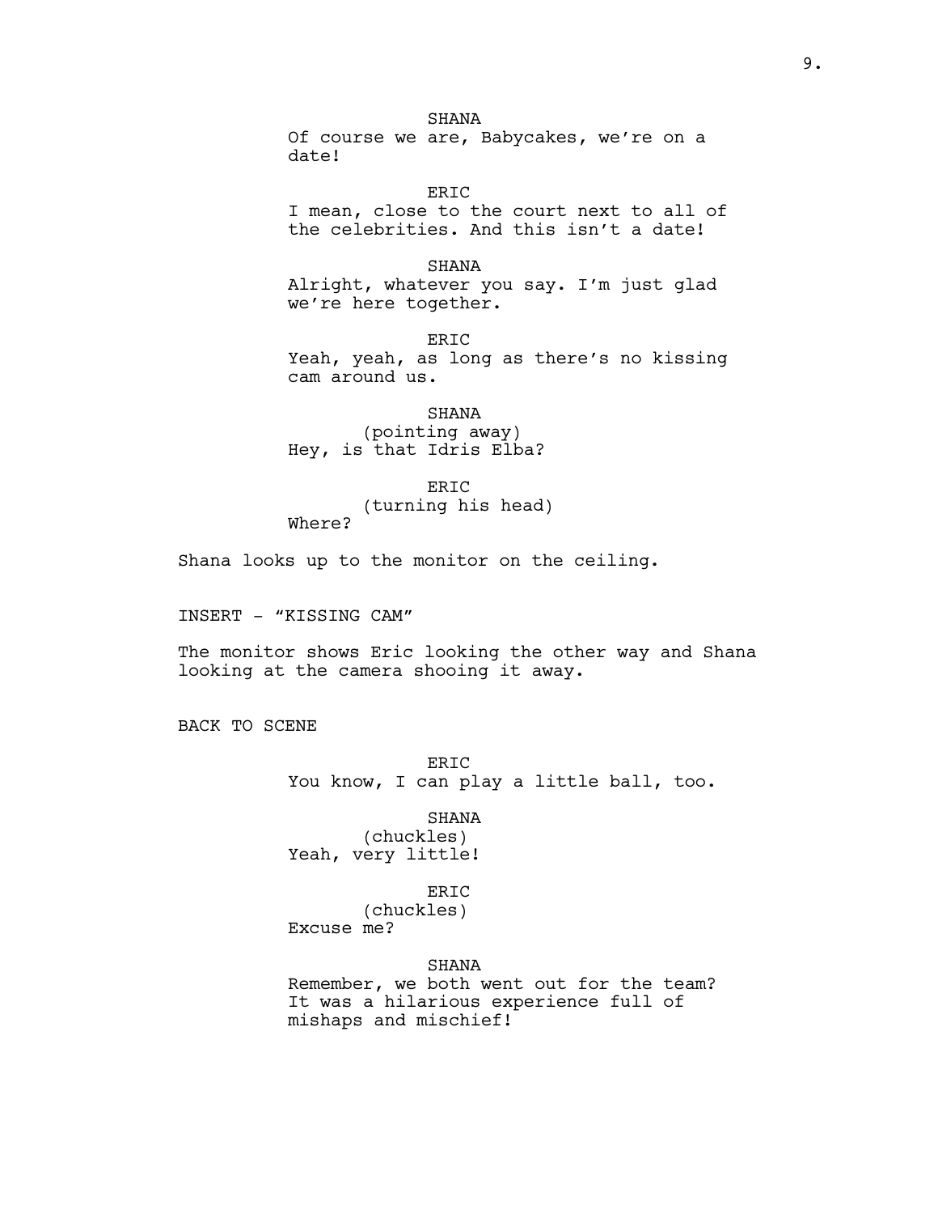SHANA
Of course we are, Babycakes, we're on a date!

ERIC
I mean, close to the court next to all of the celebrities. And this isn't a date!

SHANA
Alright, whatever you say. I'm just glad we're here together.

ERIC
Yeah, yeah, as long as there's no kissing cam around us.

SHANA
(pointing away)
Hey, is that Idris Elba?

ERIC
(turning his head)
Where?

Shana looks up to the monitor on the ceiling.

INSERT - "KISSING CAM"

The monitor shows Eric looking the other way and Shana looking at the camera shooing it away.

BACK TO SCENE

ERIC
You know, I can play a little ball, too.

SHANA
(chuckles)
Yeah, very little!

ERIC
(chuckles)
Excuse me?

SHANA
Remember, we both went out for the team? It was a hilarious experience full of mishaps and mischief!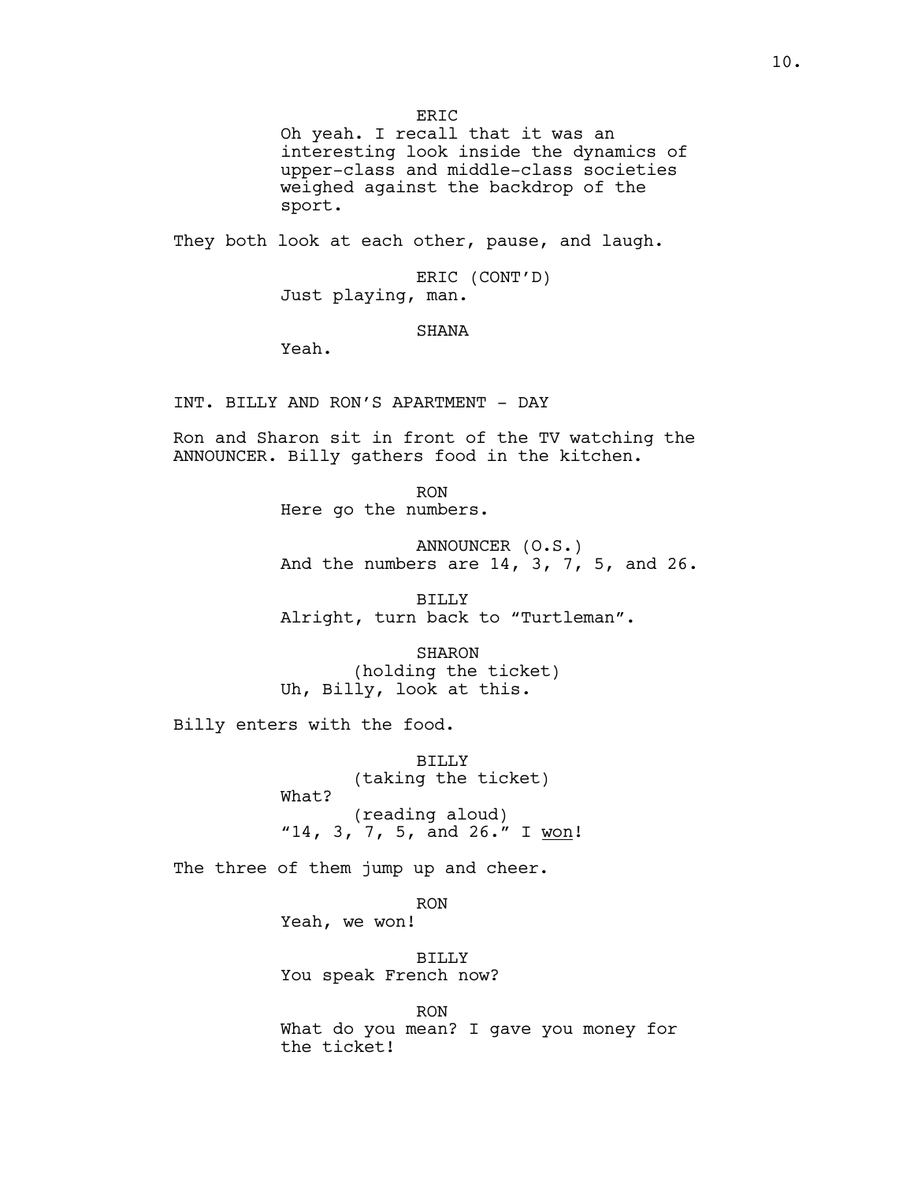ERIC

Oh yeah. I recall that it was an interesting look inside the dynamics of upper-class and middle-class societies weighed against the backdrop of the sport.

They both look at each other, pause, and laugh.

ERIC (CONT'D)

Just playing, man.

SHANA

Yeah.

INT. BILLY AND RON'S APARTMENT - DAY

Ron and Sharon sit in front of the TV watching the ANNOUNCER. Billy gathers food in the kitchen.

RON

Here go the numbers.

ANNOUNCER (O.S.)

And the numbers are 14, 3, 7, 5, and 26.

BILLY

Alright, turn back to "Turtleman".

SHARON

(holding the ticket)

Uh, Billy, look at this.

Billy enters with the food.

BILLY

(taking the ticket)

What?

(reading aloud)

"14, 3, 7, 5, and 26." I <u>won</u>!

The three of them jump up and cheer.

RON

Yeah, we won!

BILLY

You speak French now?

RON

What do you mean? I gave you money for the ticket!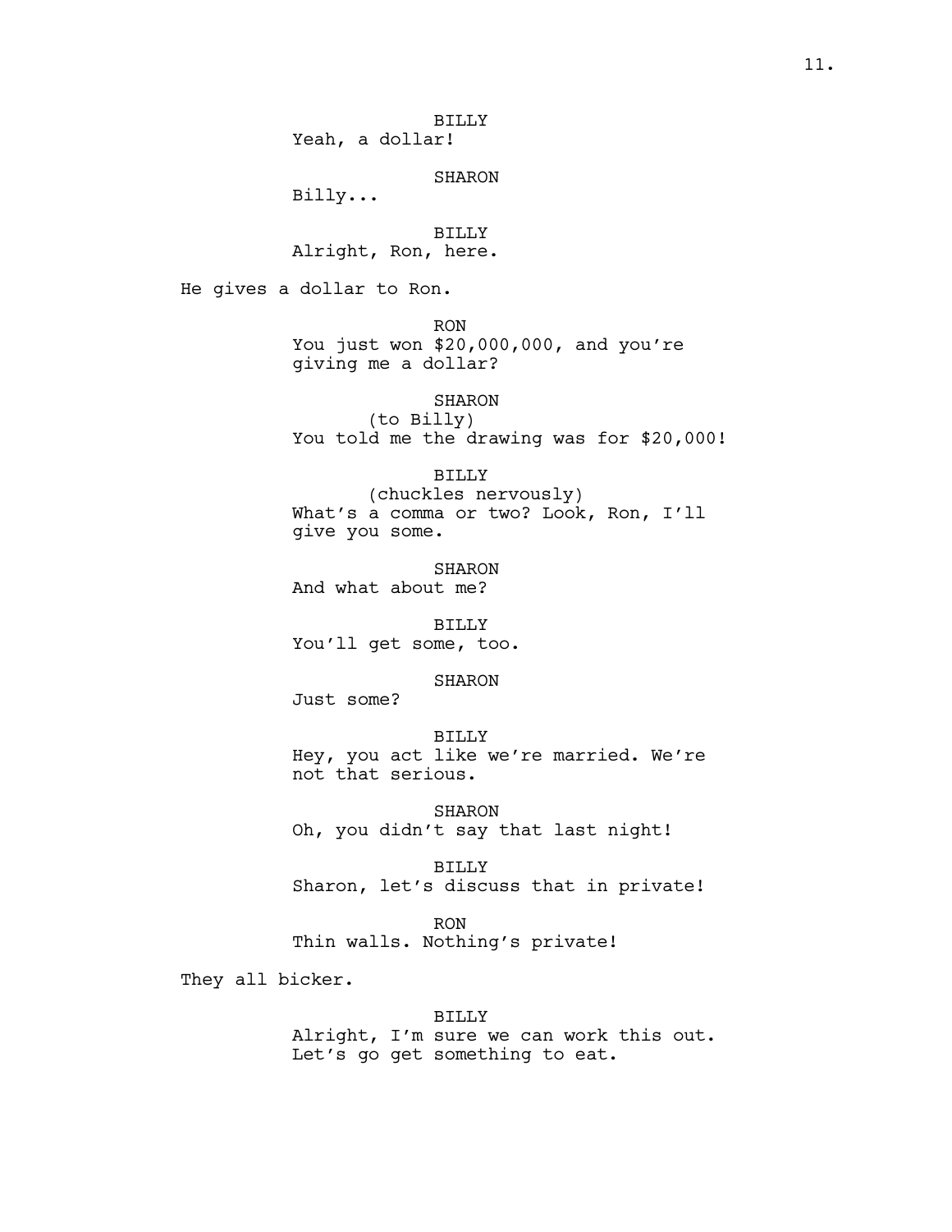BILLY
Yeah, a dollar!

SHARON
Billy...

BILLY
Alright, Ron, here.

He gives a dollar to Ron.

RON
You just won $20,000,000, and you're giving me a dollar?

SHARON
(to Billy)
You told me the drawing was for $20,000!

BILLY
(chuckles nervously)
What's a comma or two? Look, Ron, I'll give you some.

SHARON
And what about me?

BILLY
You'll get some, too.

SHARON
Just some?

BILLY
Hey, you act like we're married. We're not that serious.

SHARON
Oh, you didn't say that last night!

BILLY
Sharon, let's discuss that in private!

RON
Thin walls. Nothing's private!

They all bicker.

BILLY
Alright, I'm sure we can work this out. Let's go get something to eat.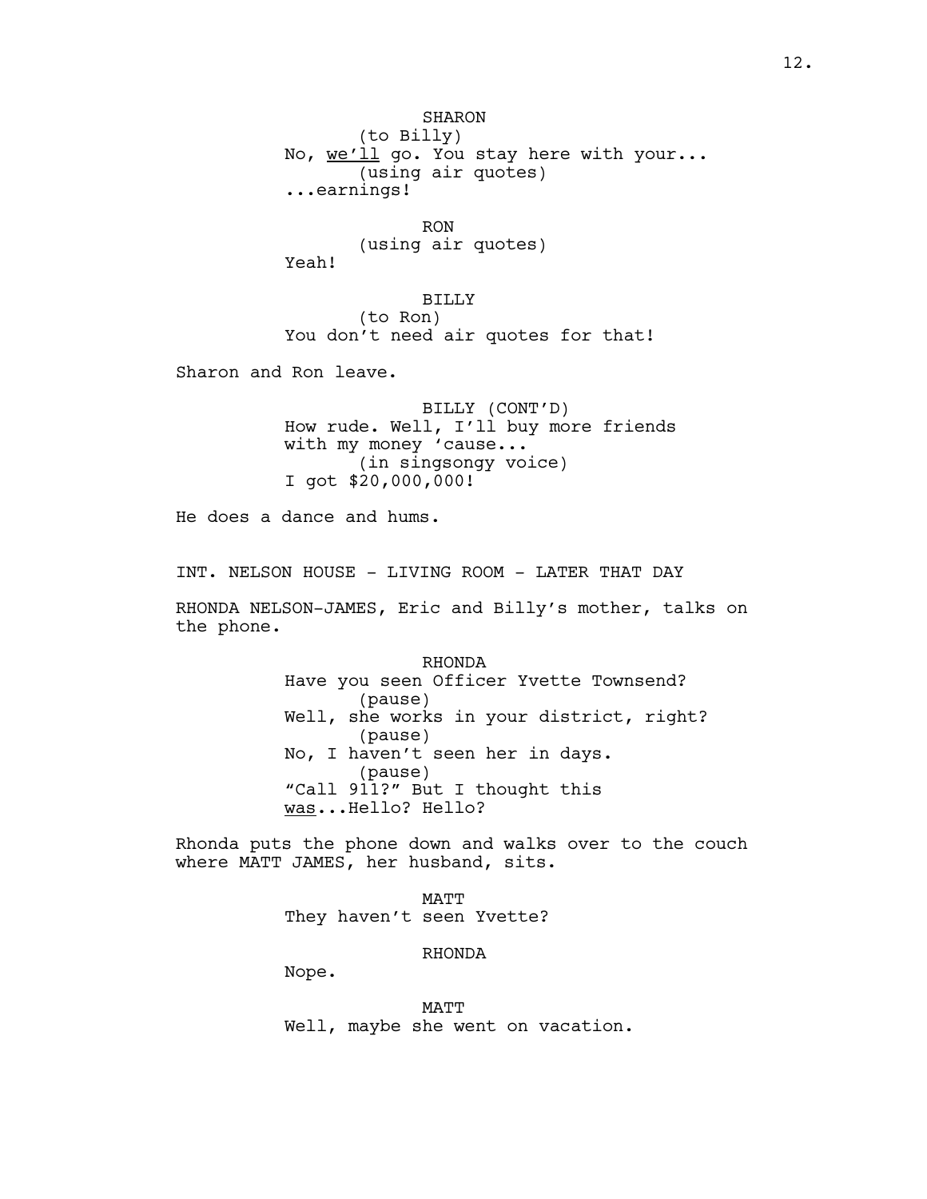SHARON
(to Billy)
No, <u>we'll</u> go. You stay here with your...
(using air quotes)
...earnings!

RON
(using air quotes)
Yeah!

BILLY
(to Ron)
You don't need air quotes for that!

Sharon and Ron leave.

BILLY (CONT'D)
How rude. Well, I'll buy more friends with my money 'cause...
(in singsongy voice)
I got $20,000,000!

He does a dance and hums.

INT. NELSON HOUSE - LIVING ROOM - LATER THAT DAY

RHONDA NELSON-JAMES, Eric and Billy's mother, talks on the phone.

RHONDA
Have you seen Officer Yvette Townsend?
(pause)
Well, she works in your district, right?
(pause)
No, I haven't seen her in days.
(pause)
"Call 911?" But I thought this <u>was</u>...Hello? Hello?

Rhonda puts the phone down and walks over to the couch where MATT JAMES, her husband, sits.

MATT
They haven't seen Yvette?

RHONDA
Nope.

MATT
Well, maybe she went on vacation.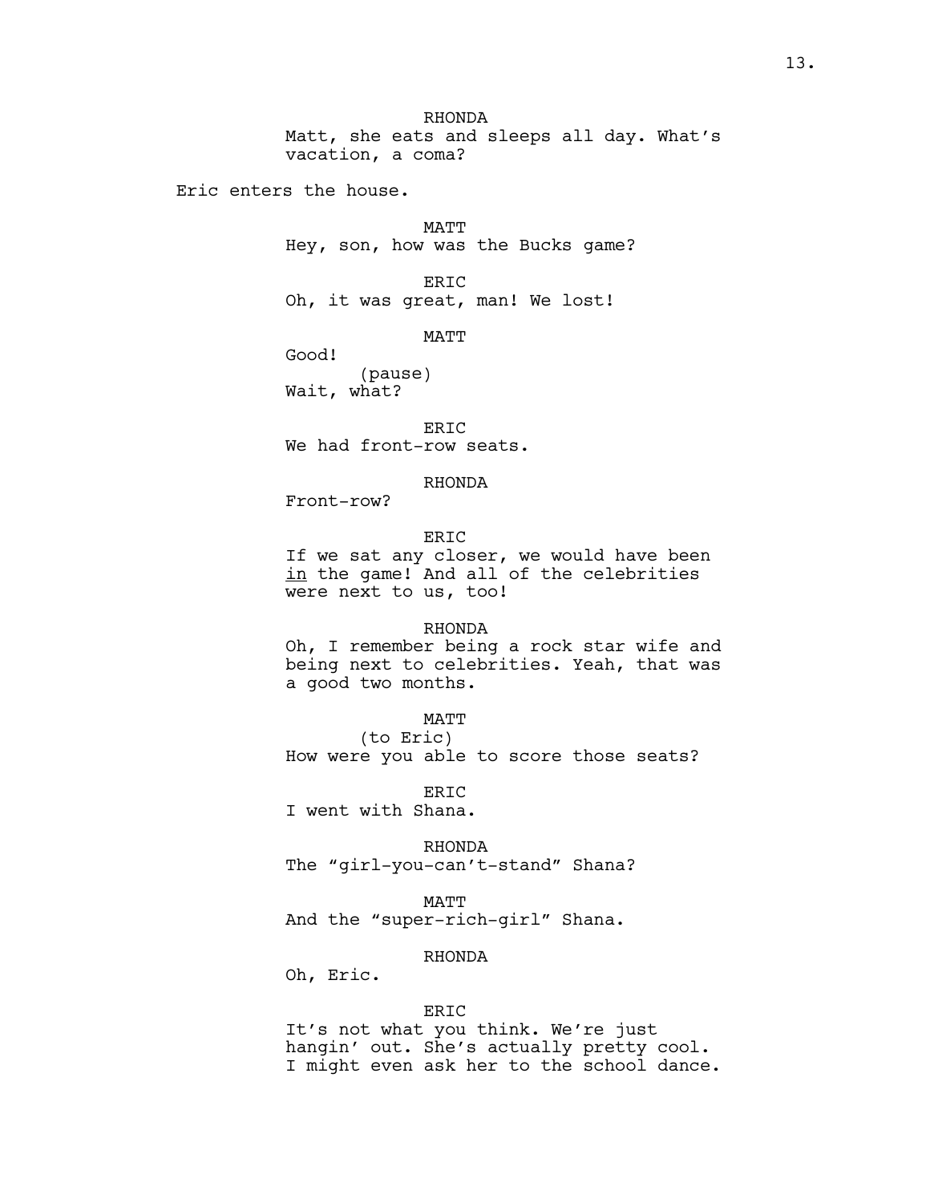RHONDA

Matt, she eats and sleeps all day. What's vacation, a coma?

Eric enters the house.

MATT

Hey, son, how was the Bucks game?

ERIC

Oh, it was great, man! We lost!

MATT

Good!

(pause)

Wait, what?

ERIC

We had front-row seats.

RHONDA

Front-row?

ERIC

If we sat any closer, we would have been <u>in</u> the game! And all of the celebrities were next to us, too!

RHONDA

Oh, I remember being a rock star wife and being next to celebrities. Yeah, that was a good two months.

MATT

(to Eric)

How were you able to score those seats?

ERIC

I went with Shana.

RHONDA

The "girl-you-can't-stand" Shana?

MATT

And the "super-rich-girl" Shana.

RHONDA

Oh, Eric.

ERIC

It's not what you think. We're just hangin' out. She's actually pretty cool. I might even ask her to the school dance.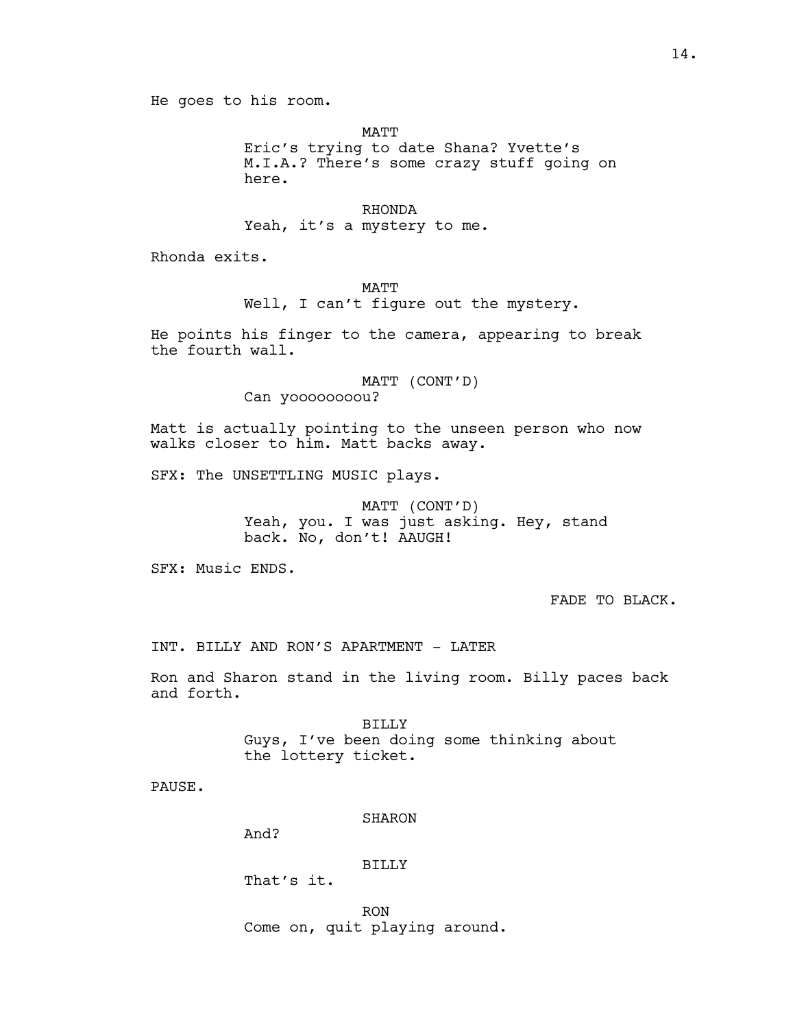He goes to his room.

MATT
Eric's trying to date Shana? Yvette's M.I.A.? There's some crazy stuff going on here.

RHONDA
Yeah, it's a mystery to me.

Rhonda exits.

MATT
Well, I can't figure out the mystery.

He points his finger to the camera, appearing to break the fourth wall.

MATT (CONT'D)
Can yoooooooou?

Matt is actually pointing to the unseen person who now walks closer to him. Matt backs away.

SFX: The UNSETTLING MUSIC plays.

MATT (CONT'D)
Yeah, you. I was just asking. Hey, stand back. No, don't! AAUGH!

SFX: Music ENDS.

FADE TO BLACK.

INT. BILLY AND RON'S APARTMENT - LATER

Ron and Sharon stand in the living room. Billy paces back and forth.

BILLY
Guys, I've been doing some thinking about the lottery ticket.

PAUSE.

SHARON
And?

BILLY
That's it.

RON
Come on, quit playing around.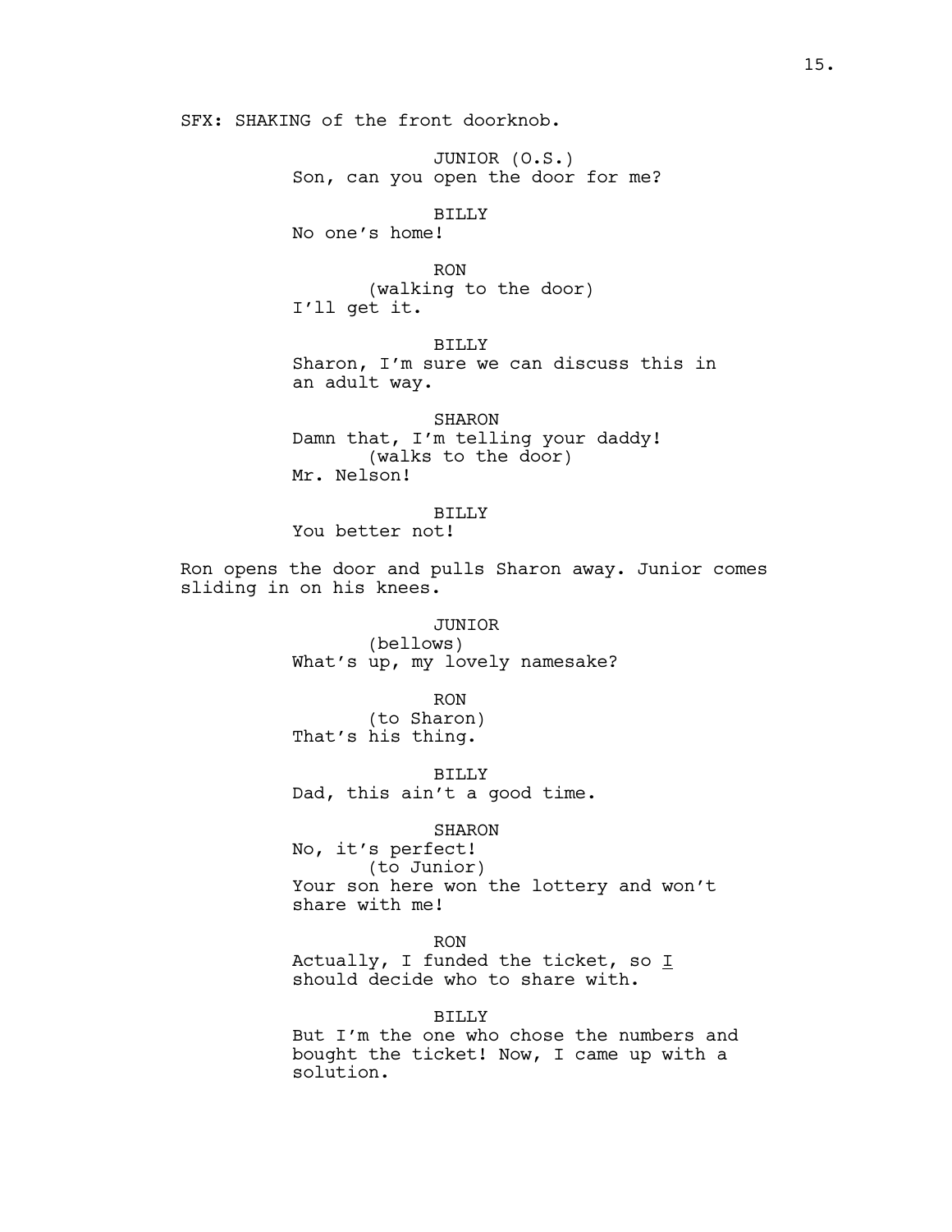SFX: SHAKING of the front doorknob.

JUNIOR (O.S.)
Son, can you open the door for me?

BILLY
No one's home!

RON
(walking to the door)
I'll get it.

BILLY
Sharon, I'm sure we can discuss this in an adult way.

SHARON
Damn that, I'm telling your daddy!
(walks to the door)
Mr. Nelson!

BILLY
You better not!

Ron opens the door and pulls Sharon away. Junior comes sliding in on his knees.

JUNIOR
(bellows)
What's up, my lovely namesake?

RON
(to Sharon)
That's his thing.

BILLY
Dad, this ain't a good time.

SHARON
No, it's perfect!
(to Junior)
Your son here won the lottery and won't share with me!

RON
Actually, I funded the ticket, so I should decide who to share with.

BILLY
But I'm the one who chose the numbers and bought the ticket! Now, I came up with a solution.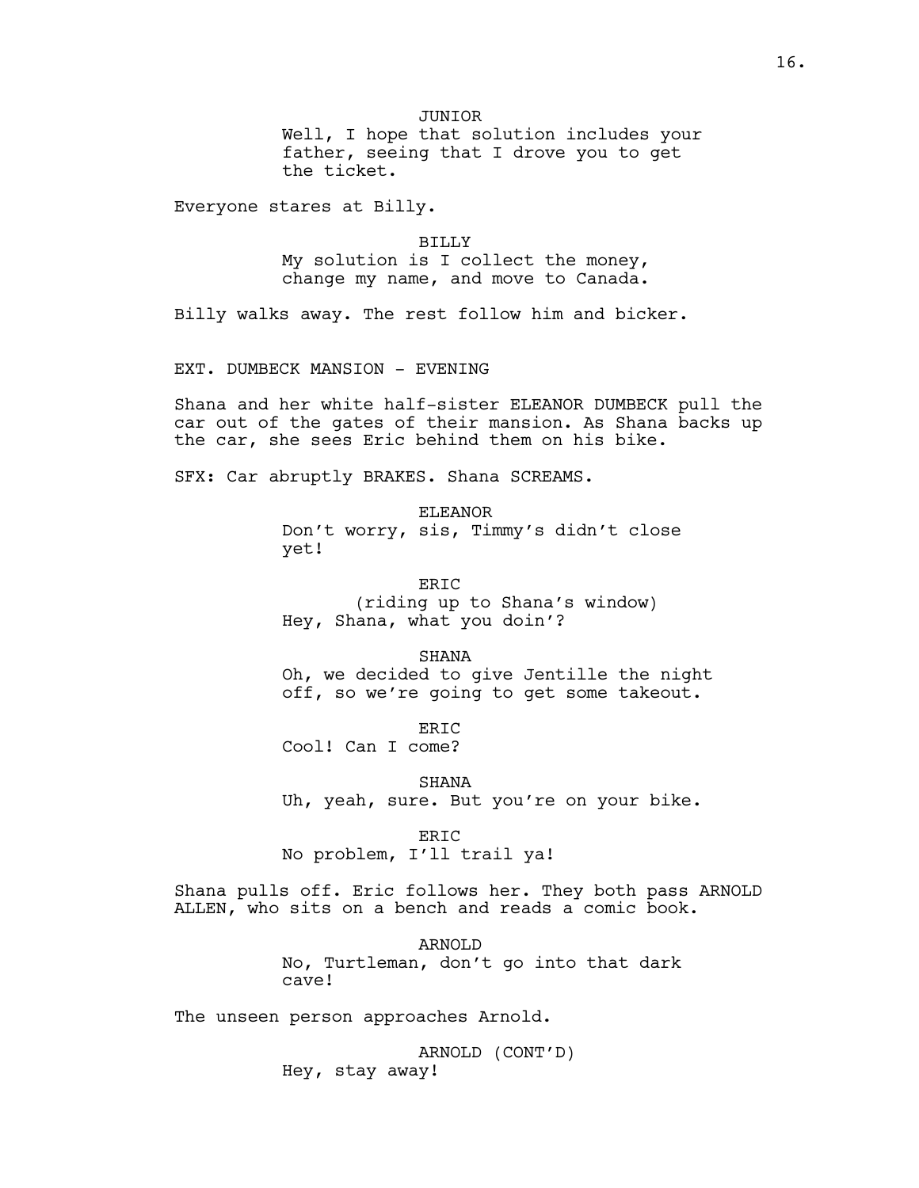JUNIOR

Well, I hope that solution includes your father, seeing that I drove you to get the ticket.

Everyone stares at Billy.

BILLY

My solution is I collect the money, change my name, and move to Canada.

Billy walks away. The rest follow him and bicker.

EXT. DUMBECK MANSION - EVENING

Shana and her white half-sister ELEANOR DUMBECK pull the car out of the gates of their mansion. As Shana backs up the car, she sees Eric behind them on his bike.

SFX: Car abruptly BRAKES. Shana SCREAMS.

ELEANOR

Don't worry, sis, Timmy's didn't close yet!

ERIC

(riding up to Shana's window)

Hey, Shana, what you doin'?

SHANA

Oh, we decided to give Jentille the night off, so we're going to get some takeout.

ERIC

Cool! Can I come?

SHANA

Uh, yeah, sure. But you're on your bike.

ERIC

No problem, I'll trail ya!

Shana pulls off. Eric follows her. They both pass ARNOLD ALLEN, who sits on a bench and reads a comic book.

ARNOLD

No, Turtleman, don't go into that dark cave!

The unseen person approaches Arnold.

ARNOLD (CONT'D)

Hey, stay away!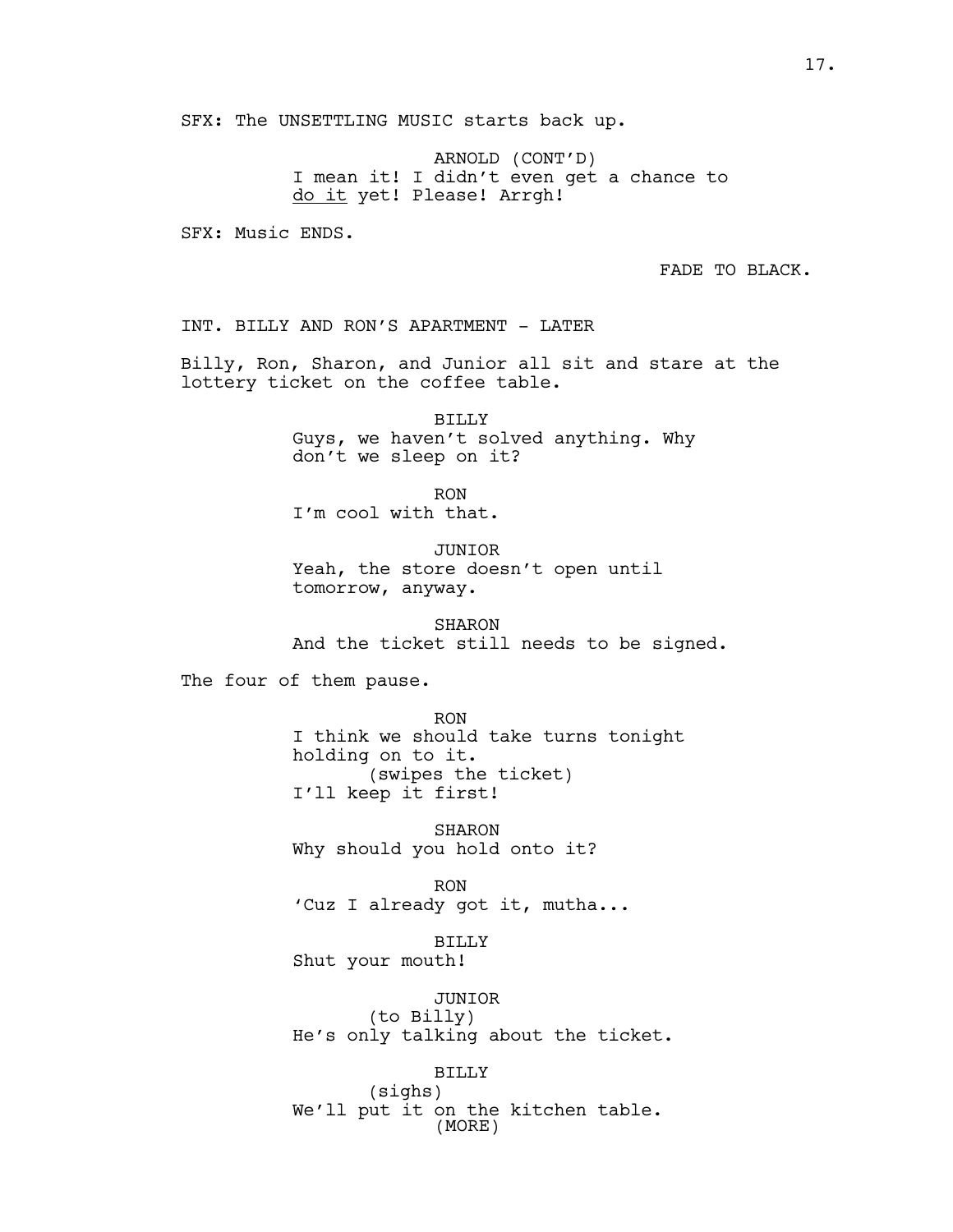SFX: The UNSETTLING MUSIC starts back up.

ARNOLD (CONT'D)
I mean it! I didn't even get a chance to <u>do it</u> yet! Please! Arrgh!

SFX: Music ENDS.

FADE TO BLACK.

INT. BILLY AND RON'S APARTMENT - LATER

Billy, Ron, Sharon, and Junior all sit and stare at the lottery ticket on the coffee table.

BILLY
Guys, we haven't solved anything. Why don't we sleep on it?

RON
I'm cool with that.

JUNIOR
Yeah, the store doesn't open until tomorrow, anyway.

SHARON
And the ticket still needs to be signed.

The four of them pause.

RON
I think we should take turns tonight holding on to it.
(swipes the ticket)
I'll keep it first!

SHARON
Why should you hold onto it?

RON
'Cuz I already got it, mutha...

BILLY
Shut your mouth!

JUNIOR
(to Billy)
He's only talking about the ticket.

BILLY
(sighs)
We'll put it on the kitchen table.
(MORE)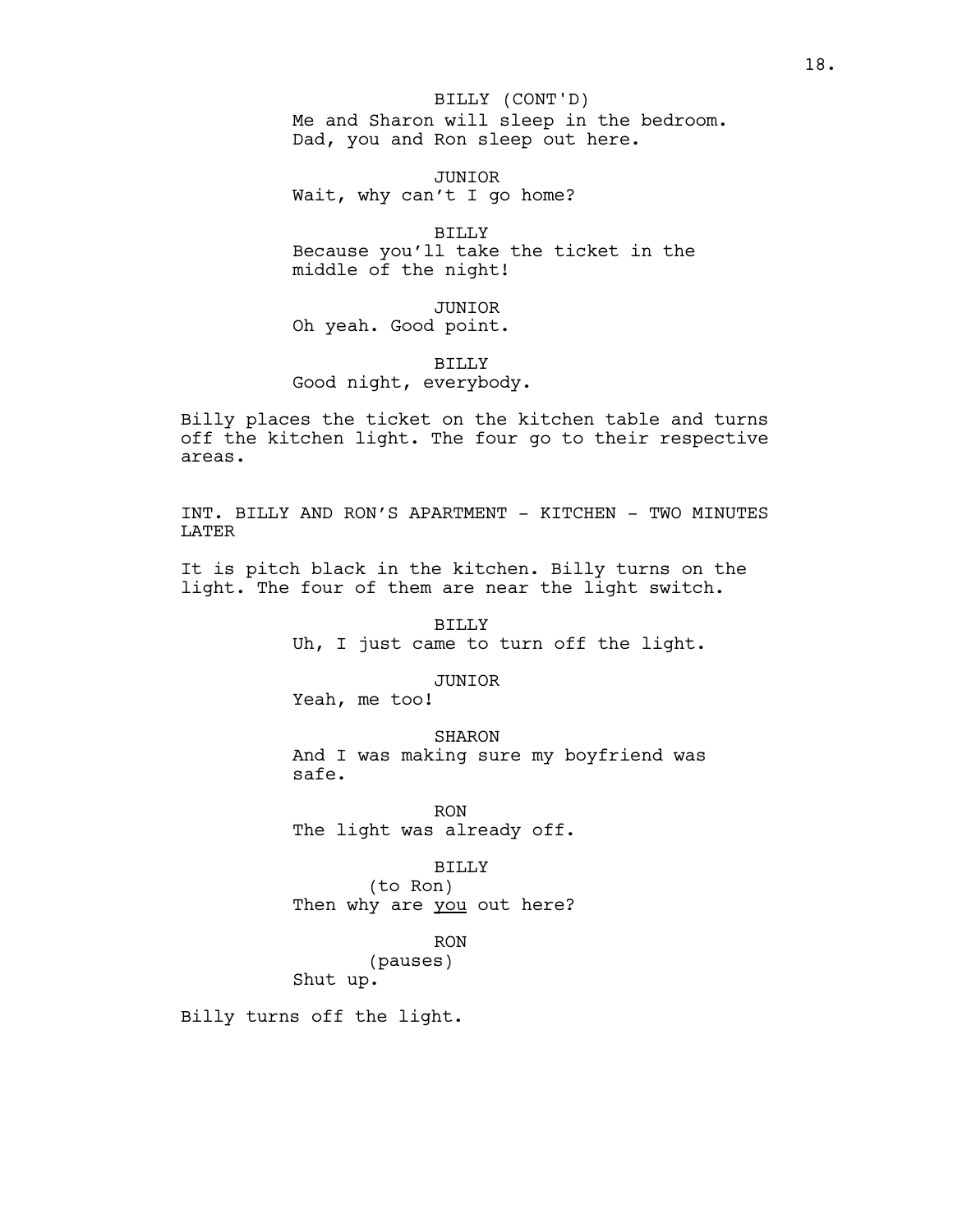BILLY (CONT'D)
Me and Sharon will sleep in the bedroom. Dad, you and Ron sleep out here.

JUNIOR
Wait, why can't I go home?

BILLY
Because you'll take the ticket in the middle of the night!

JUNIOR
Oh yeah. Good point.

BILLY
Good night, everybody.

Billy places the ticket on the kitchen table and turns off the kitchen light. The four go to their respective areas.

INT. BILLY AND RON'S APARTMENT - KITCHEN - TWO MINUTES LATER

It is pitch black in the kitchen. Billy turns on the light. The four of them are near the light switch.

BILLY
Uh, I just came to turn off the light.

JUNIOR
Yeah, me too!

SHARON
And I was making sure my boyfriend was safe.

RON
The light was already off.

BILLY
(to Ron)
Then why are _you_ out here?

RON
(pauses)
Shut up.

Billy turns off the light.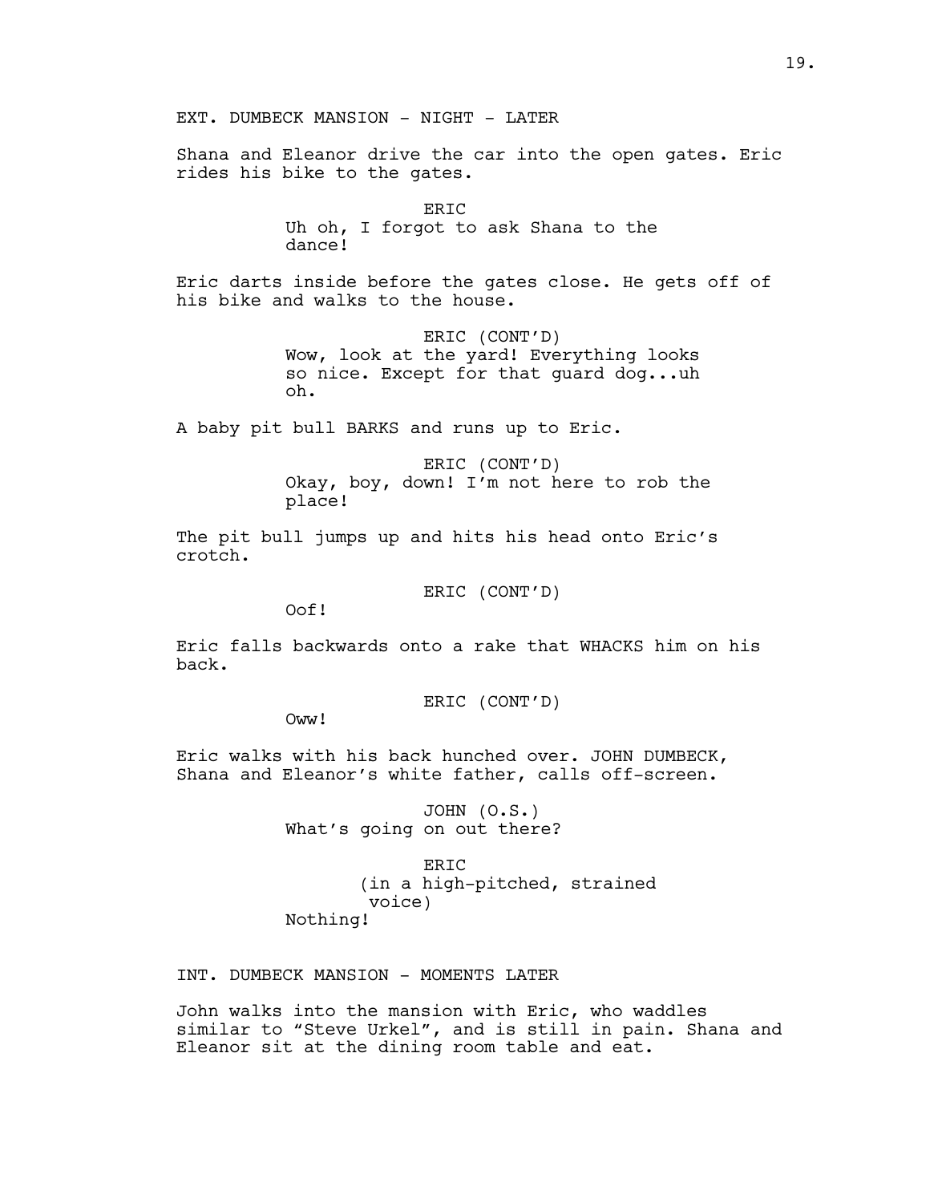EXT. DUMBECK MANSION - NIGHT - LATER

Shana and Eleanor drive the car into the open gates. Eric rides his bike to the gates.

ERIC
Uh oh, I forgot to ask Shana to the dance!

Eric darts inside before the gates close. He gets off of his bike and walks to the house.

ERIC (CONT'D)
Wow, look at the yard! Everything looks so nice. Except for that guard dog...uh oh.

A baby pit bull BARKS and runs up to Eric.

ERIC (CONT'D)
Okay, boy, down! I'm not here to rob the place!

The pit bull jumps up and hits his head onto Eric's crotch.

ERIC (CONT'D)
Oof!

Eric falls backwards onto a rake that WHACKS him on his back.

ERIC (CONT'D)
Oww!

Eric walks with his back hunched over. JOHN DUMBECK, Shana and Eleanor's white father, calls off-screen.

JOHN (O.S.)
What's going on out there?

ERIC
(in a high-pitched, strained voice)
Nothing!

INT. DUMBECK MANSION - MOMENTS LATER

John walks into the mansion with Eric, who waddles similar to "Steve Urkel", and is still in pain. Shana and Eleanor sit at the dining room table and eat.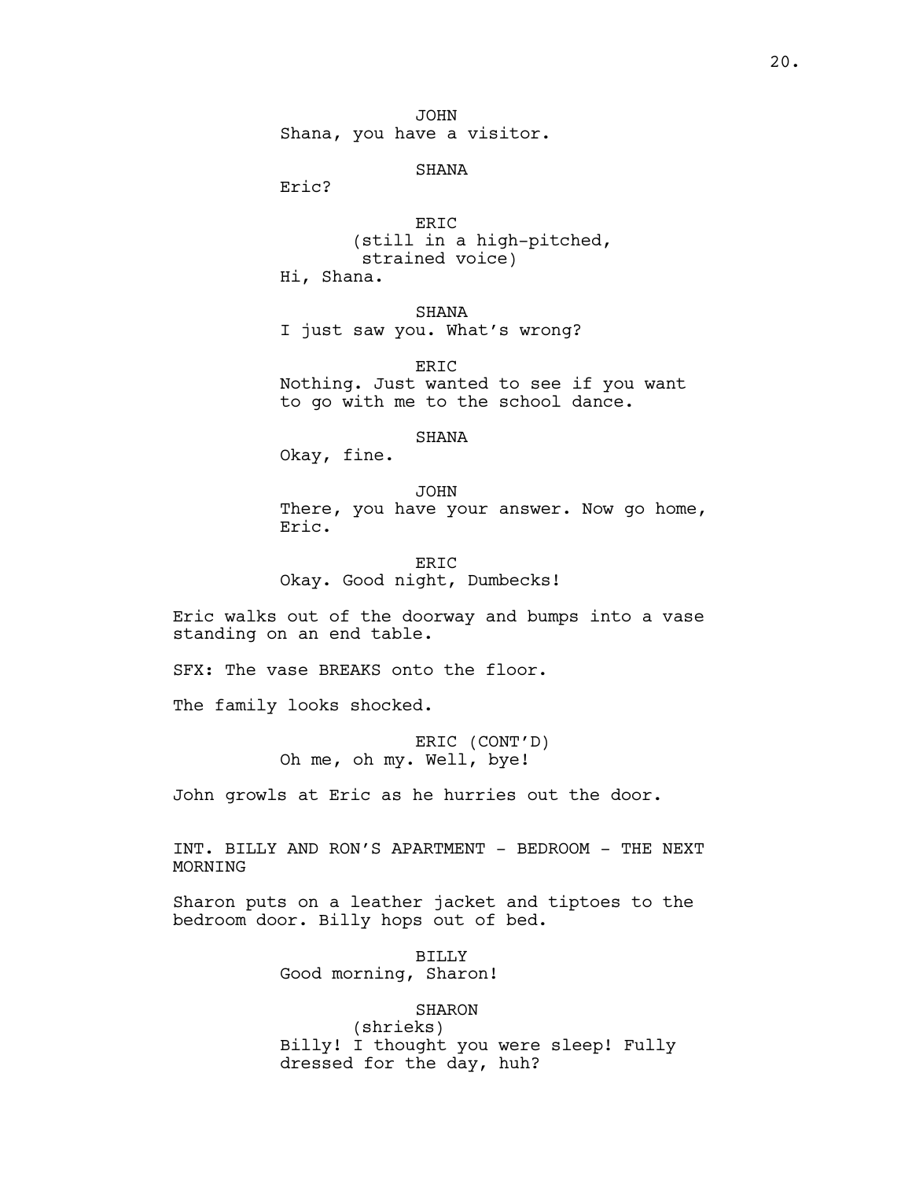JOHN
Shana, you have a visitor.

SHANA
Eric?

ERIC
(still in a high-pitched, strained voice)
Hi, Shana.

SHANA
I just saw you. What's wrong?

ERIC
Nothing. Just wanted to see if you want to go with me to the school dance.

SHANA
Okay, fine.

JOHN
There, you have your answer. Now go home, Eric.

ERIC
Okay. Good night, Dumbecks!

Eric walks out of the doorway and bumps into a vase standing on an end table.

SFX: The vase BREAKS onto the floor.

The family looks shocked.

ERIC (CONT'D)
Oh me, oh my. Well, bye!

John growls at Eric as he hurries out the door.

INT. BILLY AND RON'S APARTMENT - BEDROOM - THE NEXT MORNING

Sharon puts on a leather jacket and tiptoes to the bedroom door. Billy hops out of bed.

BILLY
Good morning, Sharon!

SHARON
(shrieks)
Billy! I thought you were sleep! Fully dressed for the day, huh?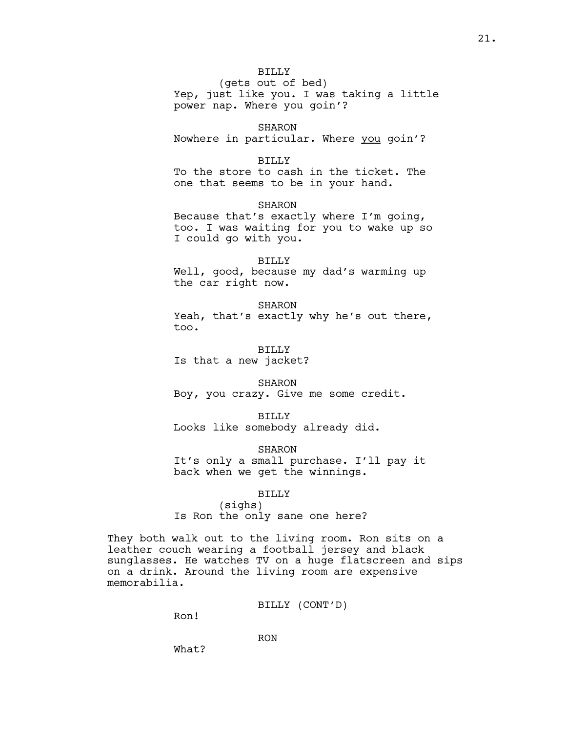BILLY
(gets out of bed)
Yep, just like you. I was taking a little power nap. Where you goin'?

SHARON
Nowhere in particular. Where <u>you</u> goin'?

BILLY
To the store to cash in the ticket. The one that seems to be in your hand.

SHARON
Because that's exactly where I'm going, too. I was waiting for you to wake up so I could go with you.

BILLY
Well, good, because my dad's warming up the car right now.

SHARON
Yeah, that's exactly why he's out there, too.

BILLY
Is that a new jacket?

SHARON
Boy, you crazy. Give me some credit.

BILLY
Looks like somebody already did.

SHARON
It's only a small purchase. I'll pay it back when we get the winnings.

BILLY
(sighs)
Is Ron the only sane one here?

They both walk out to the living room. Ron sits on a leather couch wearing a football jersey and black sunglasses. He watches TV on a huge flatscreen and sips on a drink. Around the living room are expensive memorabilia.

BILLY (CONT'D)
Ron!

RON
What?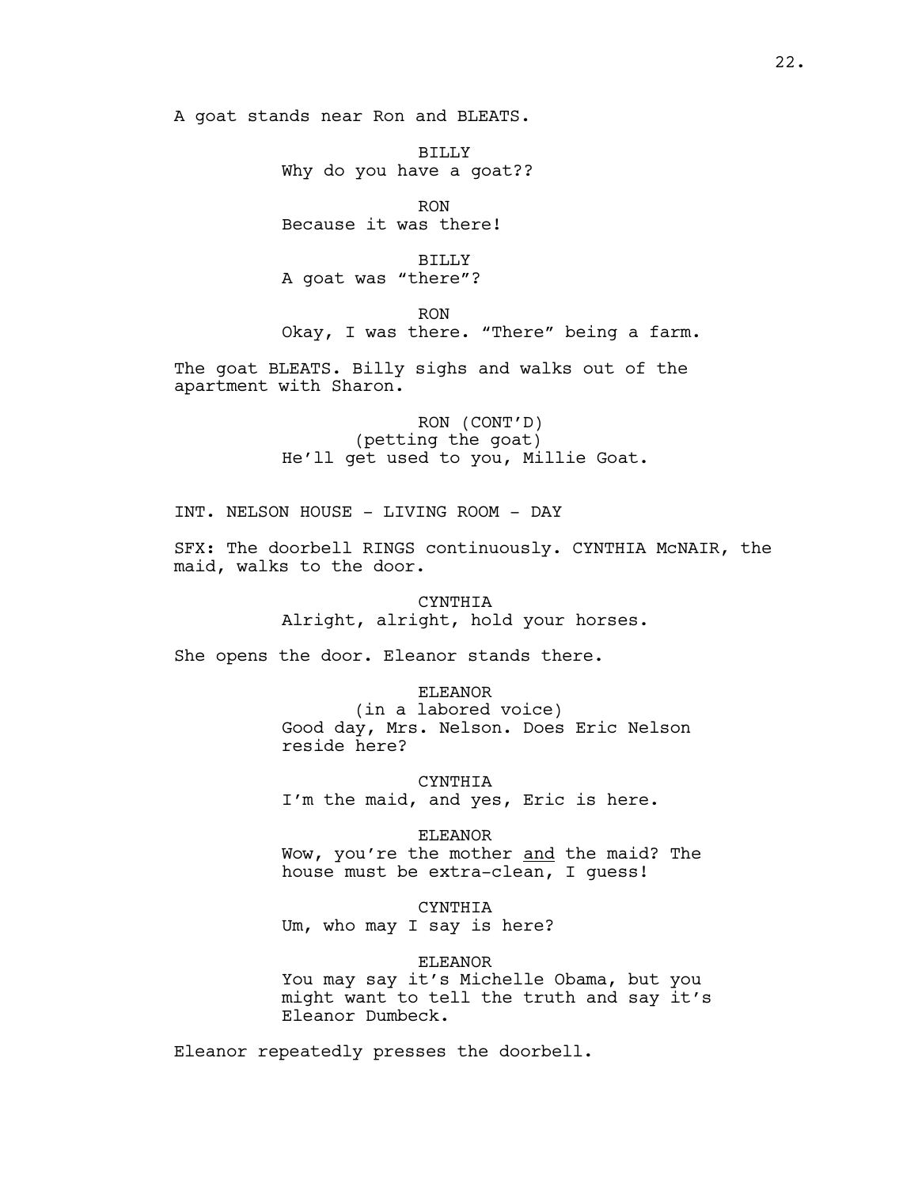A goat stands near Ron and BLEATS.

BILLY
Why do you have a goat??

RON
Because it was there!

BILLY
A goat was “there”?

RON
Okay, I was there. “There” being a farm.

The goat BLEATS. Billy sighs and walks out of the apartment with Sharon.

RON (CONT’D)
(petting the goat)
He’ll get used to you, Millie Goat.

INT. NELSON HOUSE - LIVING ROOM - DAY

SFX: The doorbell RINGS continuously. CYNTHIA McNAIR, the maid, walks to the door.

CYNTHIA
Alright, alright, hold your horses.

She opens the door. Eleanor stands there.

ELEANOR
(in a labored voice)
Good day, Mrs. Nelson. Does Eric Nelson reside here?

CYNTHIA
I’m the maid, and yes, Eric is here.

ELEANOR
Wow, you’re the mother <u>and</u> the maid? The house must be extra-clean, I guess!

CYNTHIA
Um, who may I say is here?

ELEANOR
You may say it’s Michelle Obama, but you might want to tell the truth and say it’s Eleanor Dumbeck.

Eleanor repeatedly presses the doorbell.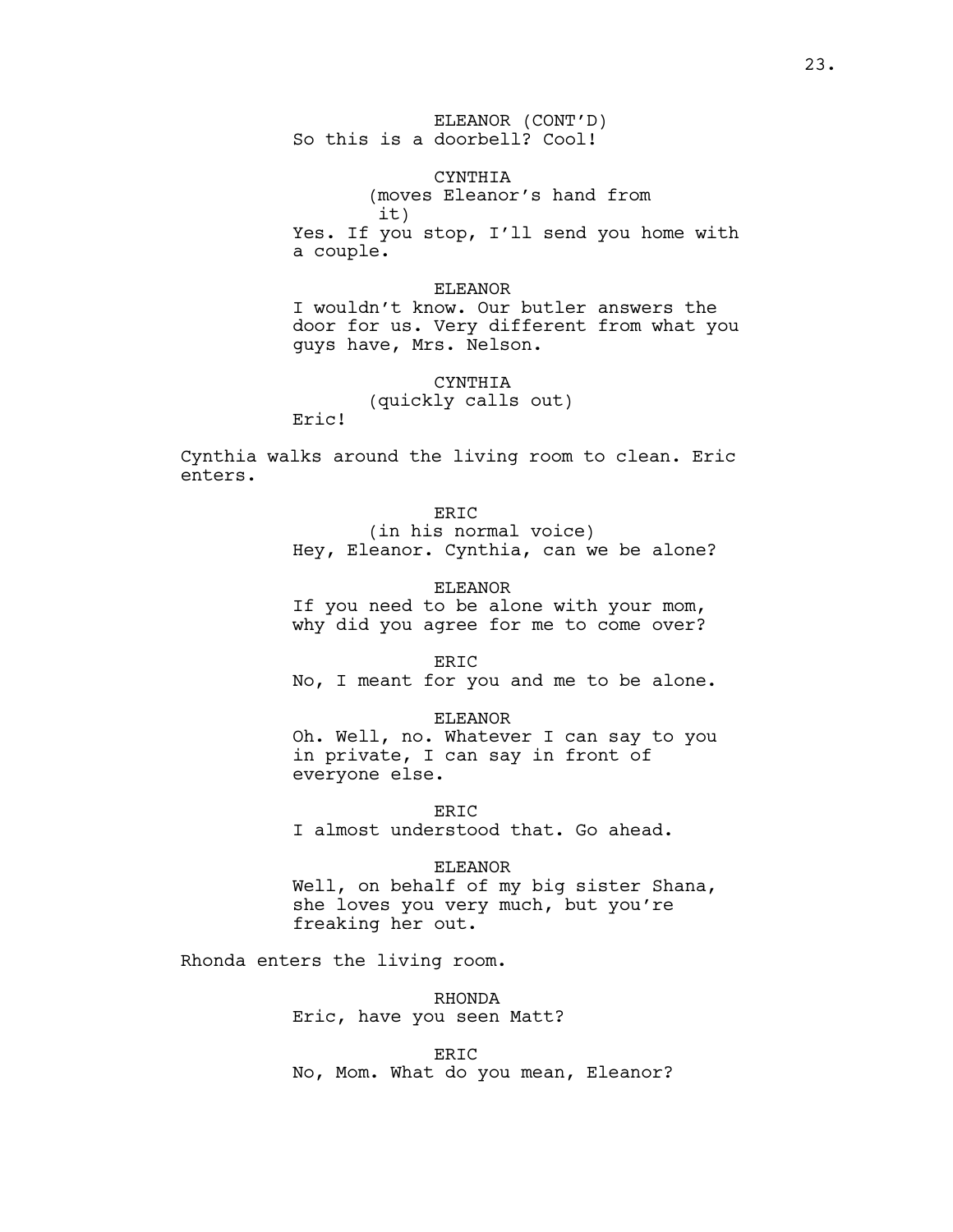ELEANOR (CONT'D)
So this is a doorbell? Cool!

CYNTHIA
(moves Eleanor's hand from it)
Yes. If you stop, I'll send you home with a couple.

ELEANOR
I wouldn't know. Our butler answers the door for us. Very different from what you guys have, Mrs. Nelson.

CYNTHIA
(quickly calls out)
Eric!

Cynthia walks around the living room to clean. Eric enters.

ERIC
(in his normal voice)
Hey, Eleanor. Cynthia, can we be alone?

ELEANOR
If you need to be alone with your mom, why did you agree for me to come over?

ERIC
No, I meant for you and me to be alone.

ELEANOR
Oh. Well, no. Whatever I can say to you in private, I can say in front of everyone else.

ERIC
I almost understood that. Go ahead.

ELEANOR
Well, on behalf of my big sister Shana, she loves you very much, but you're freaking her out.

Rhonda enters the living room.

RHONDA
Eric, have you seen Matt?

ERIC
No, Mom. What do you mean, Eleanor?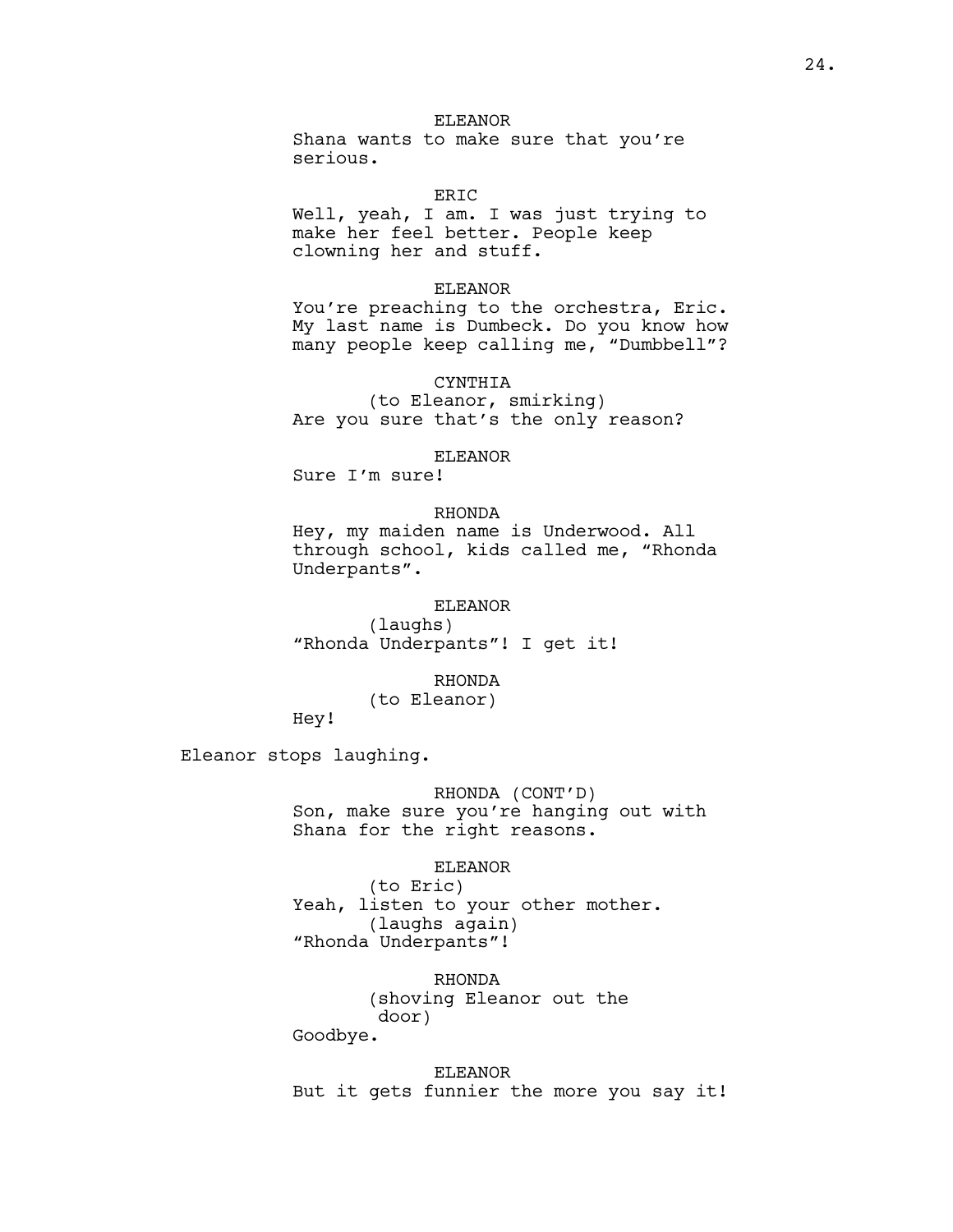ELEANOR
Shana wants to make sure that you're serious.

ERIC
Well, yeah, I am. I was just trying to make her feel better. People keep clowning her and stuff.

ELEANOR
You're preaching to the orchestra, Eric. My last name is Dumbeck. Do you know how many people keep calling me, "Dumbbell"?

CYNTHIA
(to Eleanor, smirking)
Are you sure that's the only reason?

ELEANOR
Sure I'm sure!

RHONDA
Hey, my maiden name is Underwood. All through school, kids called me, "Rhonda Underpants".

ELEANOR
(laughs)
"Rhonda Underpants"! I get it!

RHONDA
(to Eleanor)
Hey!

Eleanor stops laughing.

RHONDA (CONT'D)
Son, make sure you're hanging out with Shana for the right reasons.

ELEANOR
(to Eric)
Yeah, listen to your other mother.
(laughs again)
"Rhonda Underpants"!

RHONDA
(shoving Eleanor out the door)
Goodbye.

ELEANOR
But it gets funnier the more you say it!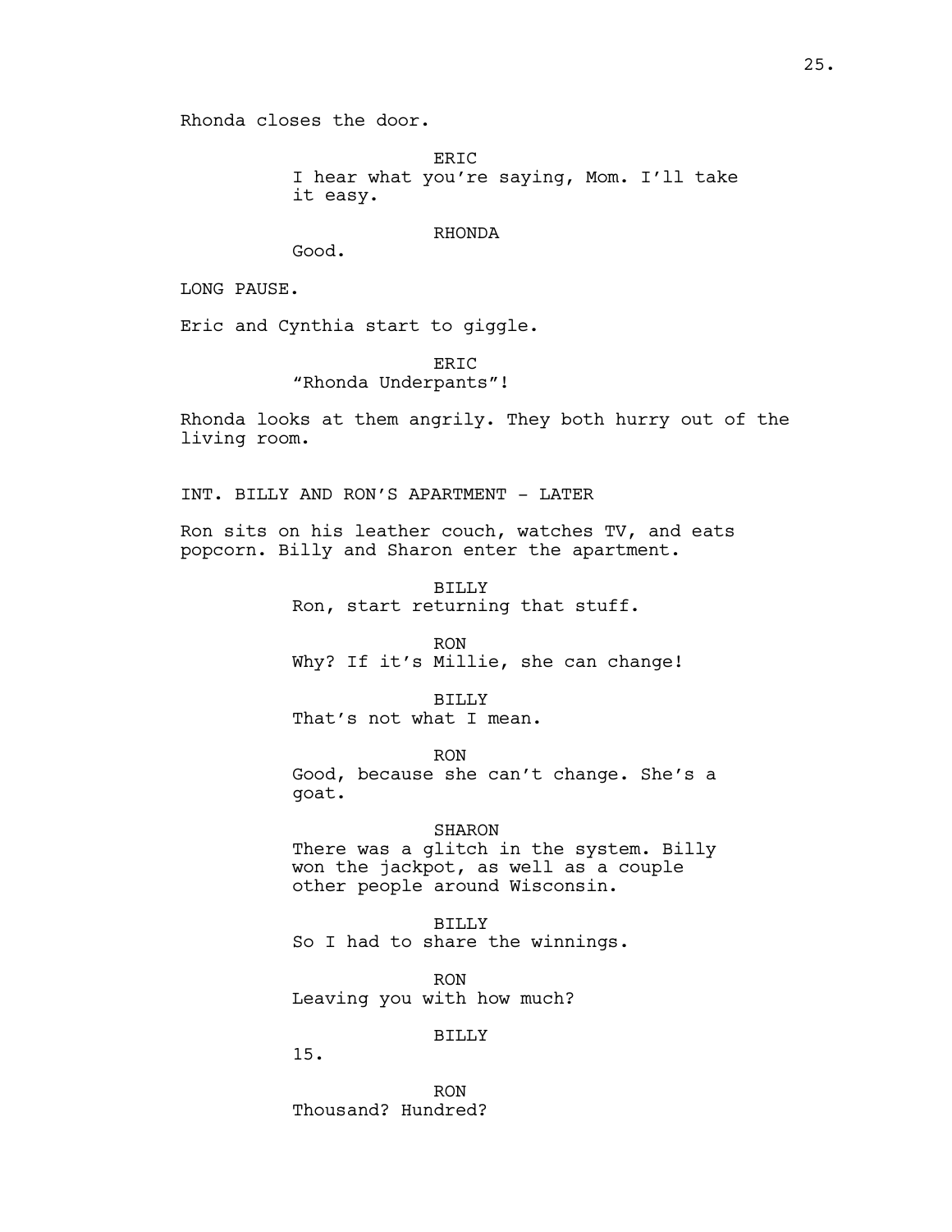Rhonda closes the door.

ERIC
I hear what you're saying, Mom. I'll take it easy.

RHONDA
Good.

LONG PAUSE.

Eric and Cynthia start to giggle.

ERIC
"Rhonda Underpants"!

Rhonda looks at them angrily. They both hurry out of the living room.

INT. BILLY AND RON'S APARTMENT - LATER

Ron sits on his leather couch, watches TV, and eats popcorn. Billy and Sharon enter the apartment.

BILLY
Ron, start returning that stuff.

RON
Why? If it's Millie, she can change!

BILLY
That's not what I mean.

RON
Good, because she can't change. She's a goat.

SHARON
There was a glitch in the system. Billy won the jackpot, as well as a couple other people around Wisconsin.

BILLY
So I had to share the winnings.

RON
Leaving you with how much?

BILLY
15.

RON
Thousand? Hundred?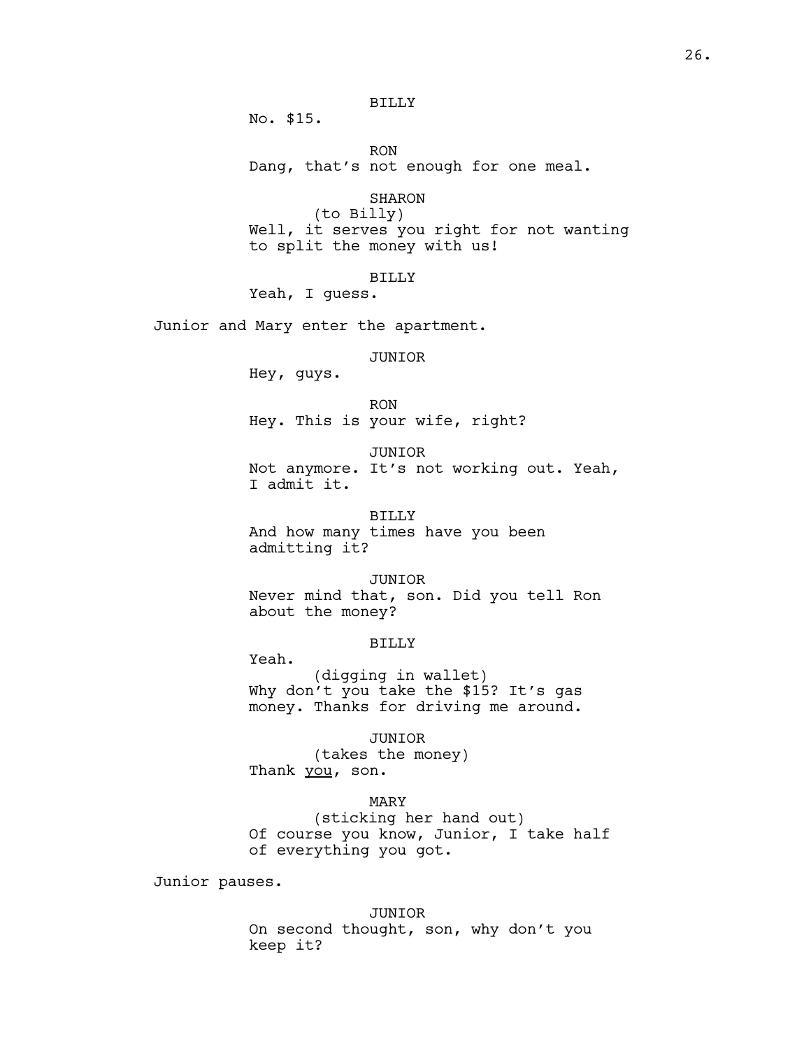BILLY

No. $15.

RON

Dang, that's not enough for one meal.

SHARON

(to Billy)

Well, it serves you right for not wanting to split the money with us!

BILLY

Yeah, I guess.

Junior and Mary enter the apartment.

JUNIOR

Hey, guys.

RON

Hey. This is your wife, right?

JUNIOR

Not anymore. It's not working out. Yeah, I admit it.

BILLY

And how many times have you been admitting it?

JUNIOR

Never mind that, son. Did you tell Ron about the money?

BILLY

Yeah.

(digging in wallet)

Why don't you take the $15? It's gas money. Thanks for driving me around.

JUNIOR

(takes the money)

Thank _you_, son.

MARY

(sticking her hand out)

Of course you know, Junior, I take half of everything you got.

Junior pauses.

JUNIOR

On second thought, son, why don't you keep it?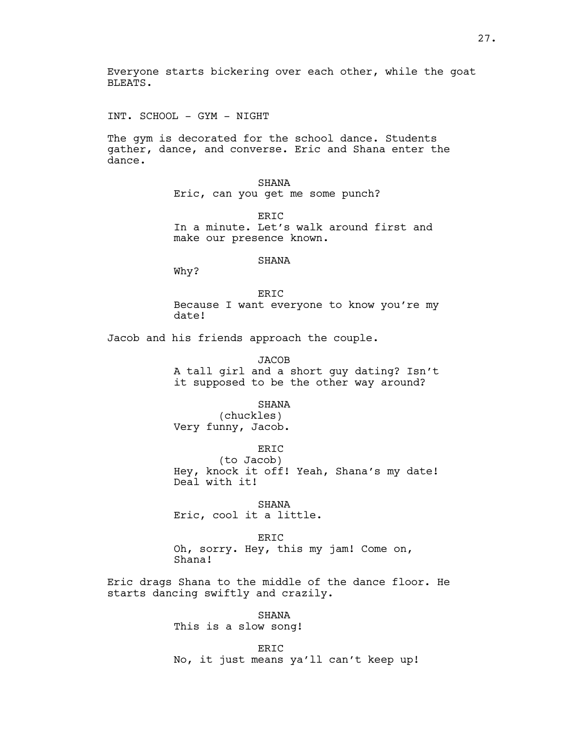Everyone starts bickering over each other, while the goat BLEATS.

INT. SCHOOL - GYM - NIGHT

The gym is decorated for the school dance. Students gather, dance, and converse. Eric and Shana enter the dance.

SHANA
Eric, can you get me some punch?

ERIC
In a minute. Let's walk around first and make our presence known.

SHANA
Why?

ERIC
Because I want everyone to know you're my date!

Jacob and his friends approach the couple.

JACOB
A tall girl and a short guy dating? Isn't it supposed to be the other way around?

SHANA
(chuckles)
Very funny, Jacob.

ERIC
(to Jacob)
Hey, knock it off! Yeah, Shana's my date! Deal with it!

SHANA
Eric, cool it a little.

ERIC
Oh, sorry. Hey, this my jam! Come on, Shana!

Eric drags Shana to the middle of the dance floor. He starts dancing swiftly and crazily.

SHANA
This is a slow song!

ERIC
No, it just means ya'll can't keep up!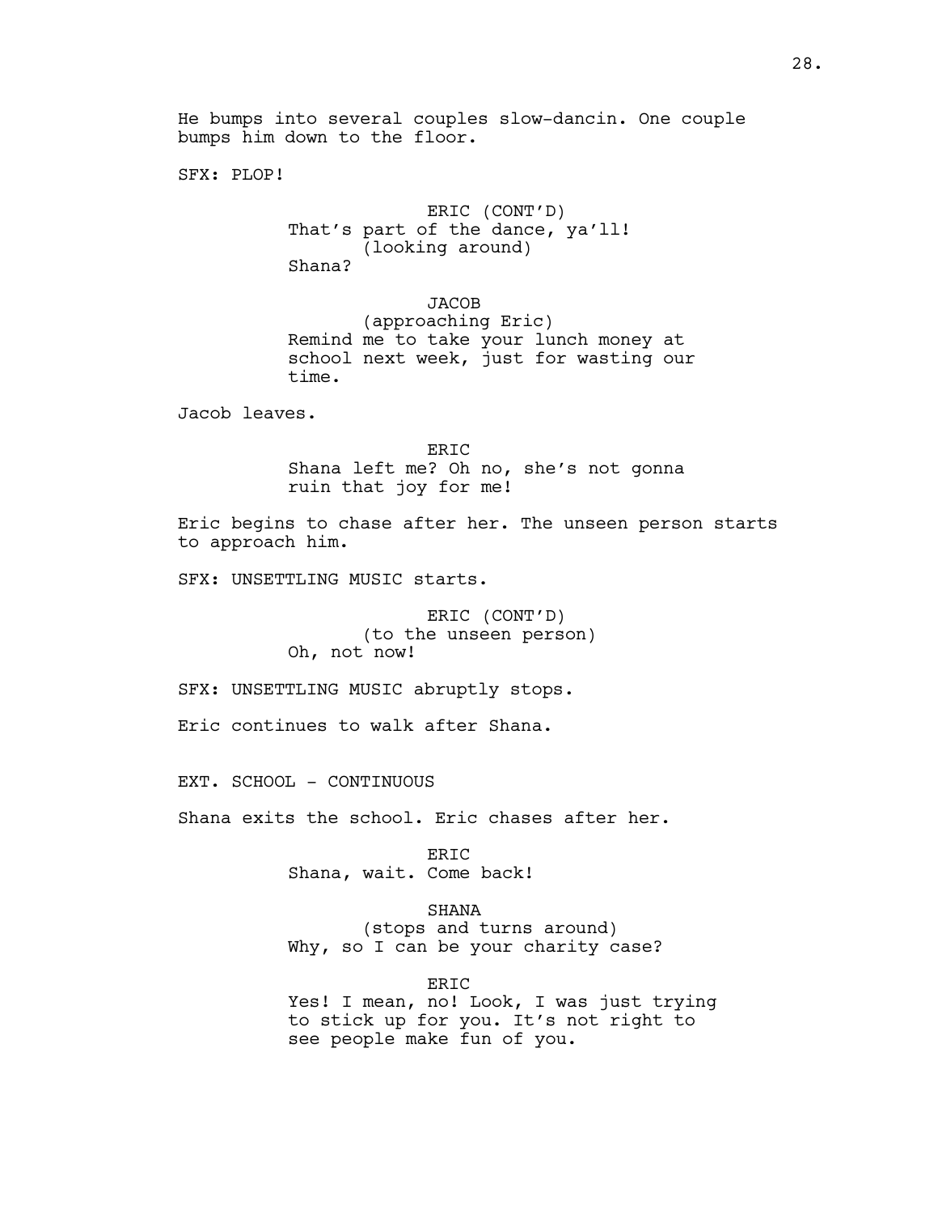He bumps into several couples slow-dancin. One couple bumps him down to the floor.

SFX: PLOP!

ERIC (CONT'D)
That's part of the dance, ya'll!
(looking around)
Shana?

JACOB
(approaching Eric)
Remind me to take your lunch money at school next week, just for wasting our time.

Jacob leaves.

ERIC
Shana left me? Oh no, she's not gonna ruin that joy for me!

Eric begins to chase after her. The unseen person starts to approach him.

SFX: UNSETTLING MUSIC starts.

ERIC (CONT'D)
(to the unseen person)
Oh, not now!

SFX: UNSETTLING MUSIC abruptly stops.

Eric continues to walk after Shana.

EXT. SCHOOL - CONTINUOUS

Shana exits the school. Eric chases after her.

ERIC
Shana, wait. Come back!

SHANA
(stops and turns around)
Why, so I can be your charity case?

ERIC
Yes! I mean, no! Look, I was just trying to stick up for you. It's not right to see people make fun of you.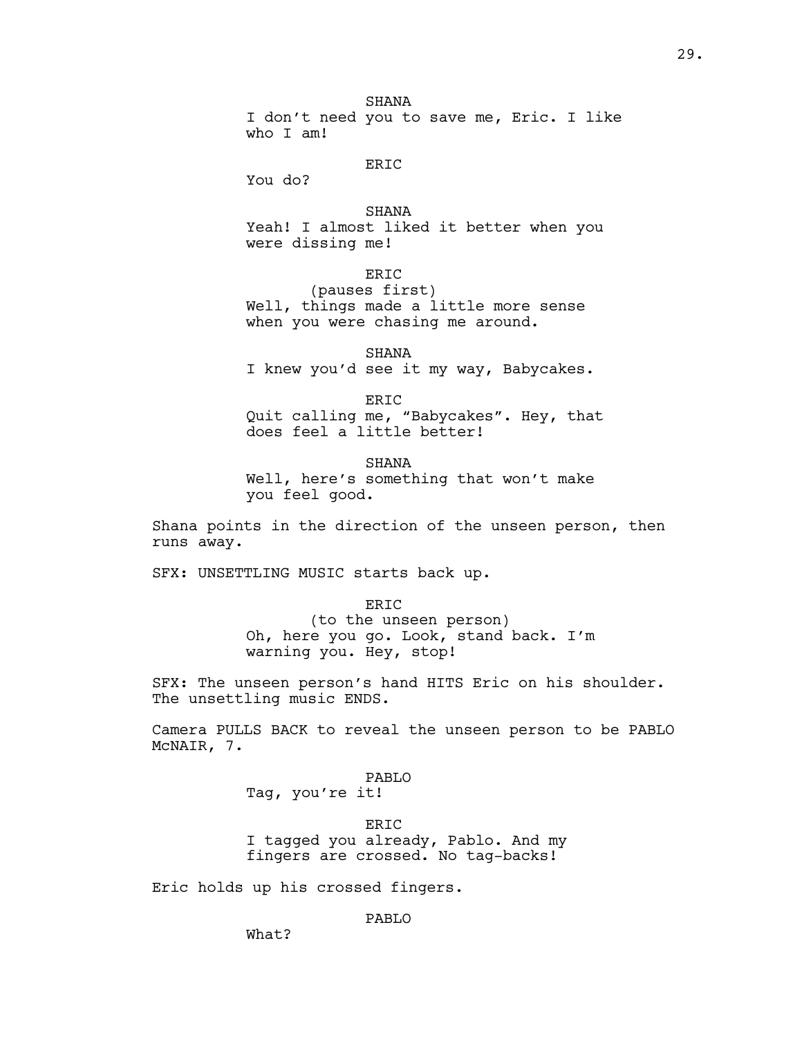SHANA
I don't need you to save me, Eric. I like who I am!

ERIC
You do?

SHANA
Yeah! I almost liked it better when you were dissing me!

ERIC
(pauses first)
Well, things made a little more sense when you were chasing me around.

SHANA
I knew you'd see it my way, Babycakes.

ERIC
Quit calling me, "Babycakes". Hey, that does feel a little better!

SHANA
Well, here's something that won't make you feel good.

Shana points in the direction of the unseen person, then runs away.

SFX: UNSETTLING MUSIC starts back up.

ERIC
(to the unseen person)
Oh, here you go. Look, stand back. I'm warning you. Hey, stop!

SFX: The unseen person's hand HITS Eric on his shoulder. The unsettling music ENDS.

Camera PULLS BACK to reveal the unseen person to be PABLO McNAIR, 7.

PABLO
Tag, you're it!

ERIC
I tagged you already, Pablo. And my fingers are crossed. No tag-backs!

Eric holds up his crossed fingers.

PABLO
What?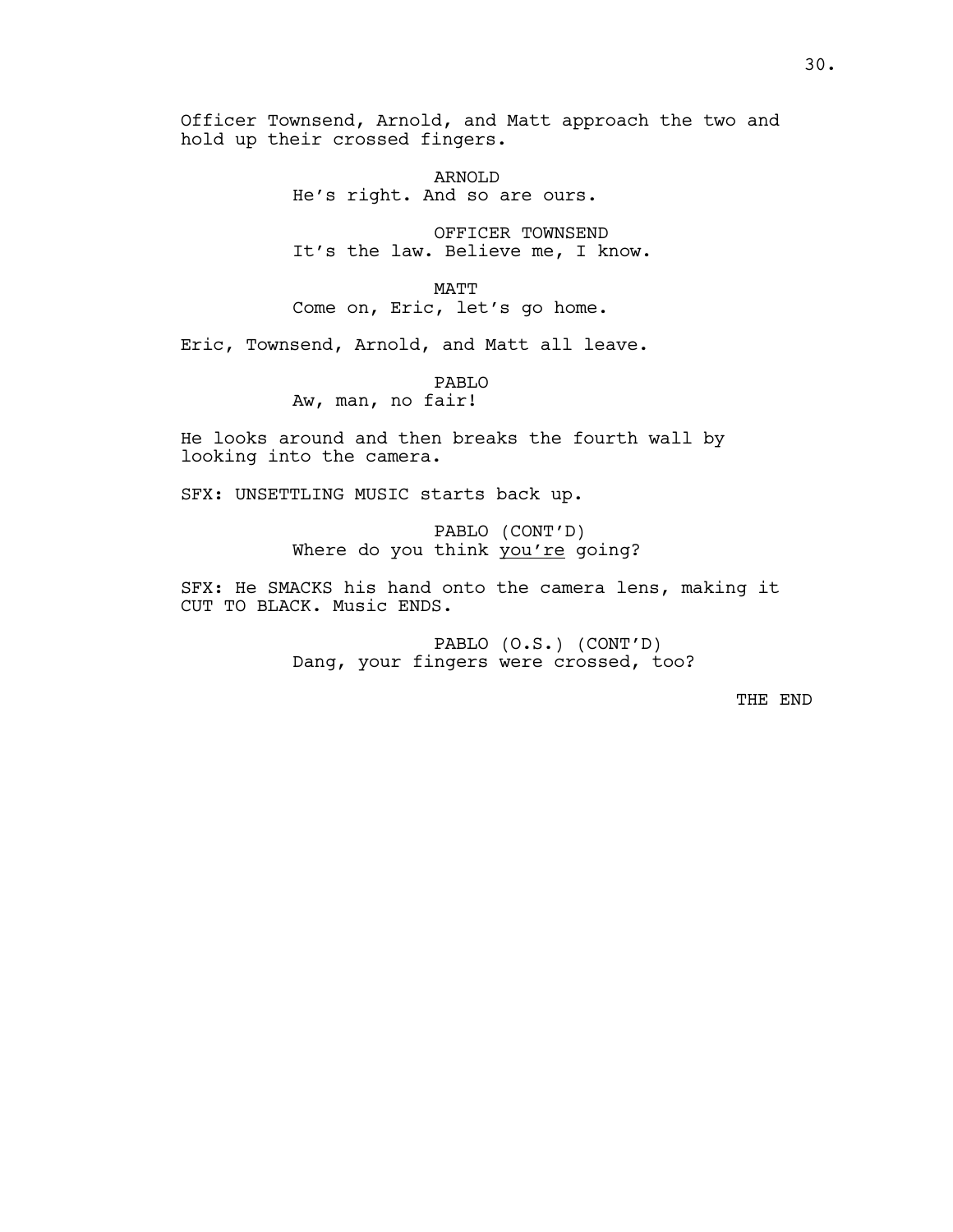Officer Townsend, Arnold, and Matt approach the two and hold up their crossed fingers.

ARNOLD
He's right. And so are ours.

OFFICER TOWNSEND
It's the law. Believe me, I know.

MATT
Come on, Eric, let's go home.

Eric, Townsend, Arnold, and Matt all leave.

PABLO
Aw, man, no fair!

He looks around and then breaks the fourth wall by looking into the camera.

SFX: UNSETTLING MUSIC starts back up.

PABLO (CONT'D)
Where do you think <u>you're</u> going?

SFX: He SMACKS his hand onto the camera lens, making it CUT TO BLACK. Music ENDS.

PABLO (O.S.) (CONT'D)
Dang, your fingers were crossed, too?

THE END